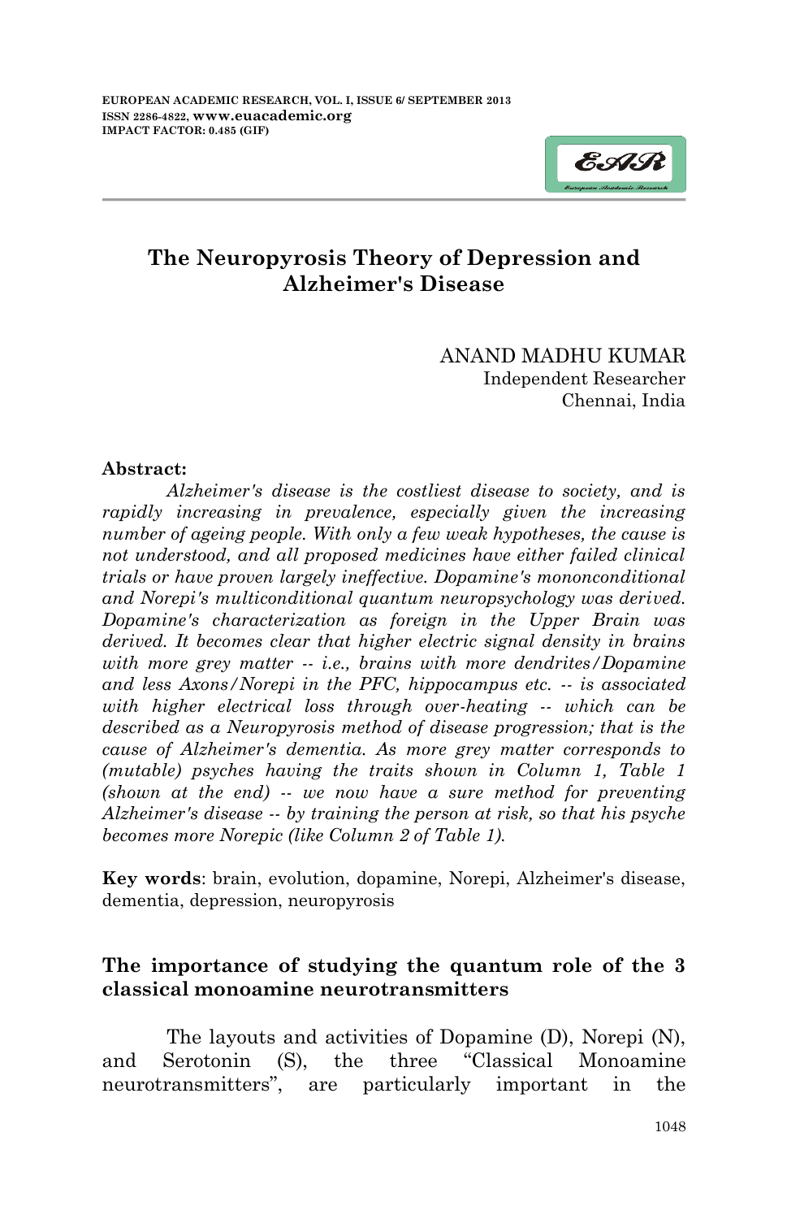# The Neuropyrosis Theory of Depression and Alzheimer's Disease

ANAND MADHU KUMAR
Independent Researcher
Chennai, India

**Abstract:**

*Alzheimer's disease is the costliest disease to society, and is rapidly increasing in prevalence, especially given the increasing number of ageing people. With only a few weak hypotheses, the cause is not understood, and all proposed medicines have either failed clinical trials or have proven largely ineffective. Dopamine's mononconditional and Norepi's multiconditional quantum neuropsychology was derived. Dopamine's characterization as foreign in the Upper Brain was derived. It becomes clear that higher electric signal density in brains with more grey matter -- i.e., brains with more dendrites/Dopamine and less Axons/Norepi in the PFC, hippocampus etc. -- is associated with higher electrical loss through over-heating -- which can be described as a Neuropyrosis method of disease progression; that is the cause of Alzheimer's dementia. As more grey matter corresponds to (mutable) psyches having the traits shown in Column 1, Table 1 (shown at the end) -- we now have a sure method for preventing Alzheimer's disease -- by training the person at risk, so that his psyche becomes more Norepic (like Column 2 of Table 1).*

**Key words**: brain, evolution, dopamine, Norepi, Alzheimer's disease, dementia, depression, neuropyrosis

## The importance of studying the quantum role of the 3 classical monoamine neurotransmitters

The layouts and activities of Dopamine (D), Norepi (N), and Serotonin (S), the three "Classical Monoamine neurotransmitters", are particularly important in the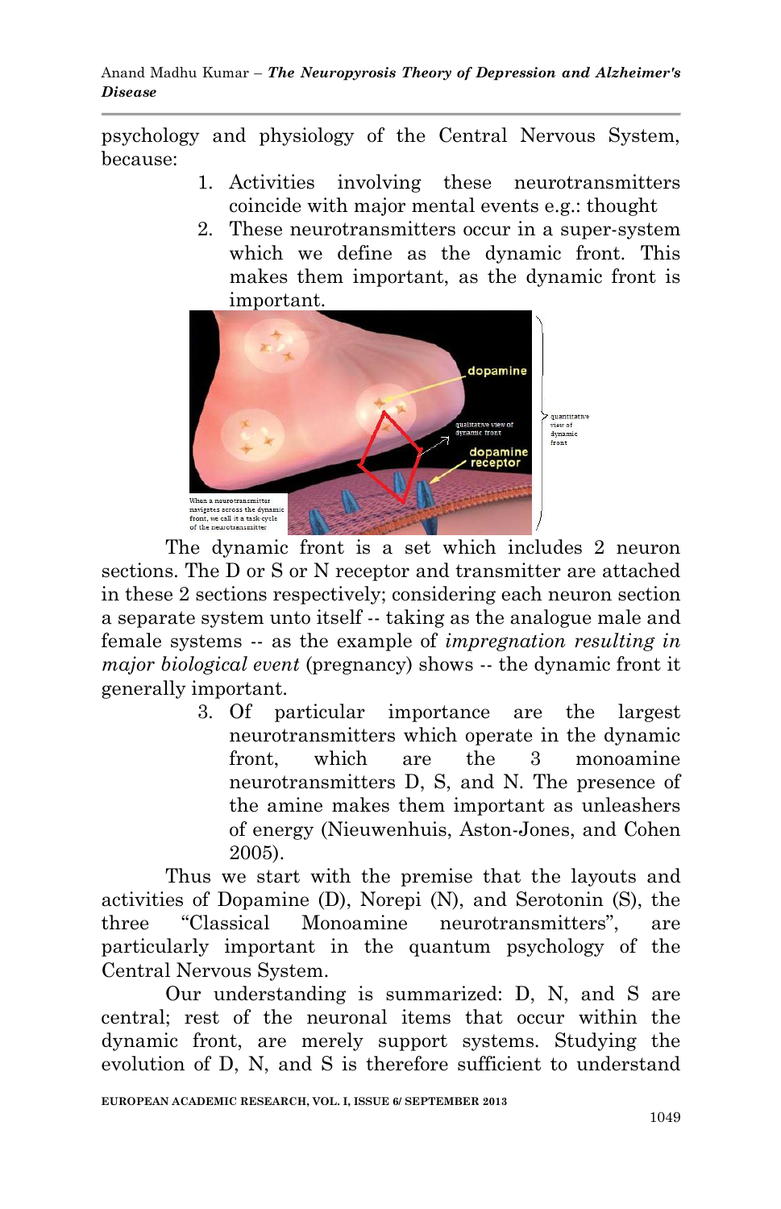psychology and physiology of the Central Nervous System, because:

1. Activities involving these neurotransmitters coincide with major mental events e.g.: thought
2. These neurotransmitters occur in a super-system which we define as the dynamic front. This makes them important, as the dynamic front is important.

The dynamic front is a set which includes 2 neuron sections. The D or S or N receptor and transmitter are attached in these 2 sections respectively; considering each neuron section a separate system unto itself -- taking as the analogue male and female systems -- as the example of *impregnation resulting in major biological event* (pregnancy) shows -- the dynamic front it generally important.

3. Of particular importance are the largest neurotransmitters which operate in the dynamic front, which are the 3 monoamine neurotransmitters D, S, and N. The presence of the amine makes them important as unleashers of energy (Nieuwenhuis, Aston-Jones, and Cohen 2005).

Thus we start with the premise that the layouts and activities of Dopamine (D), Norepi (N), and Serotonin (S), the three "Classical Monoamine neurotransmitters", are particularly important in the quantum psychology of the Central Nervous System.

Our understanding is summarized: D, N, and S are central; rest of the neuronal items that occur within the dynamic front, are merely support systems. Studying the evolution of D, N, and S is therefore sufficient to understand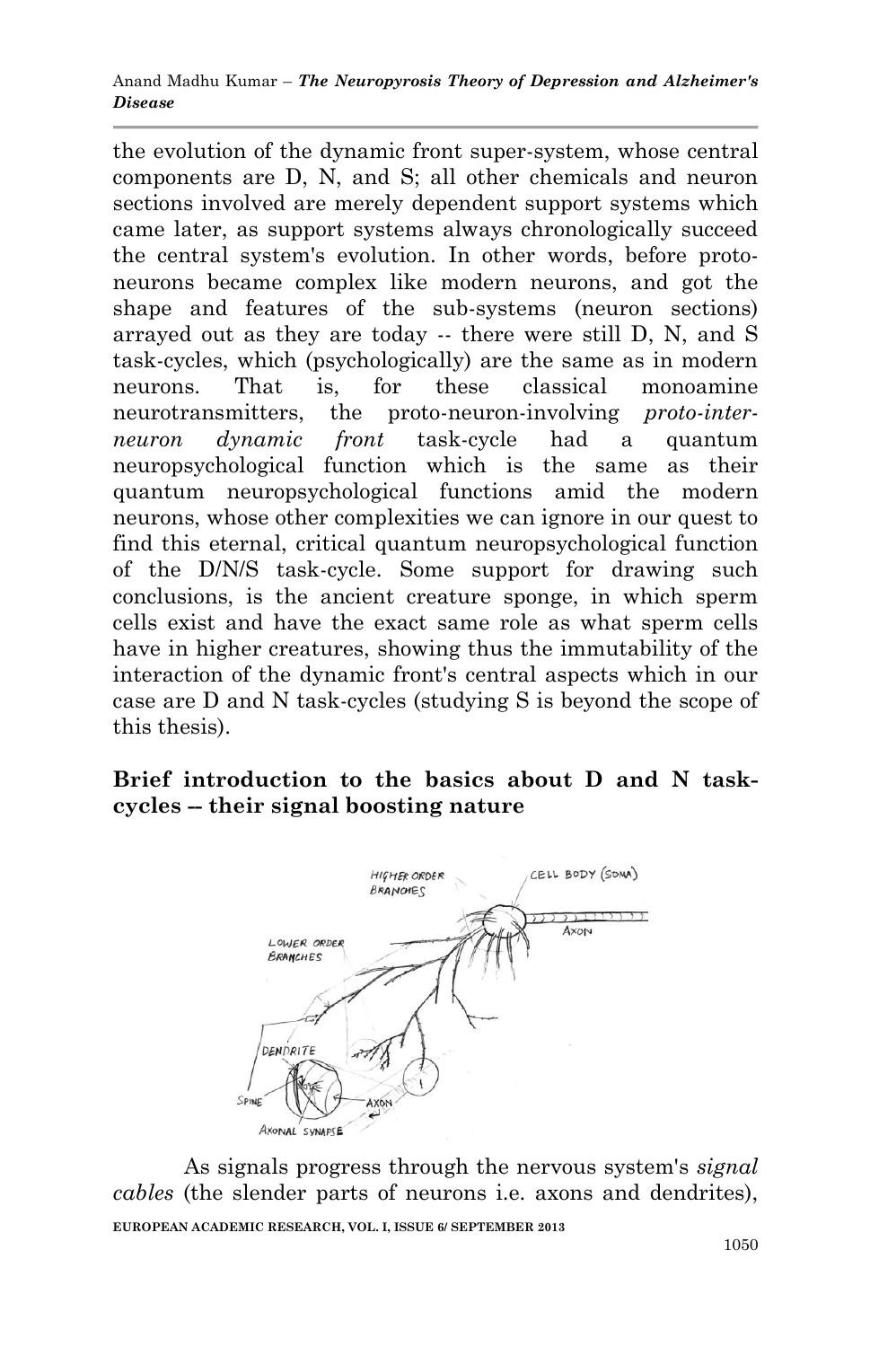the evolution of the dynamic front super-system, whose central components are D, N, and S; all other chemicals and neuron sections involved are merely dependent support systems which came later, as support systems always chronologically succeed the central system's evolution. In other words, before proto-neurons became complex like modern neurons, and got the shape and features of the sub-systems (neuron sections) arrayed out as they are today -- there were still D, N, and S task-cycles, which (psychologically) are the same as in modern neurons. That is, for these classical monoamine neurotransmitters, the proto-neuron-involving *proto-inter-neuron dynamic front* task-cycle had a quantum neuropsychological function which is the same as their quantum neuropsychological functions amid the modern neurons, whose other complexities we can ignore in our quest to find this eternal, critical quantum neuropsychological function of the D/N/S task-cycle. Some support for drawing such conclusions, is the ancient creature sponge, in which sperm cells exist and have the exact same role as what sperm cells have in higher creatures, showing thus the immutability of the interaction of the dynamic front's central aspects which in our case are D and N task-cycles (studying S is beyond the scope of this thesis).

## Brief introduction to the basics about D and N task-cycles -- their signal boosting nature

As signals progress through the nervous system's *signal cables* (the slender parts of neurons i.e. axons and dendrites),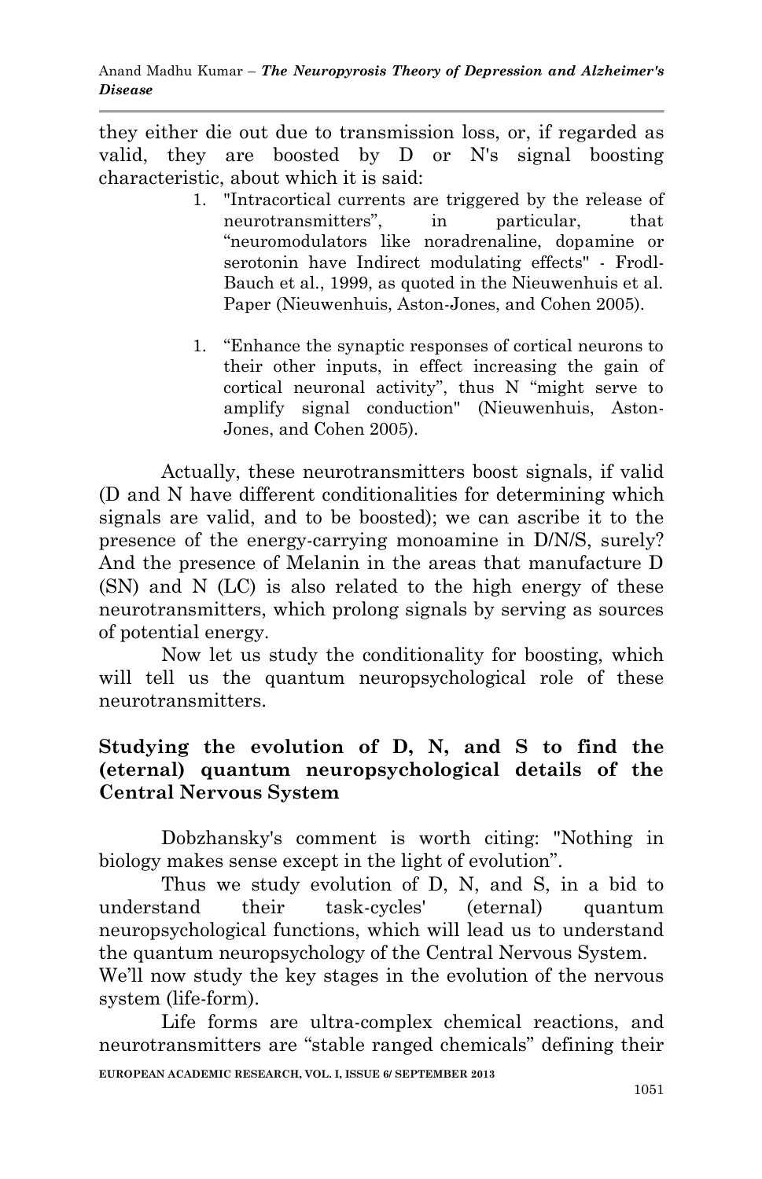they either die out due to transmission loss, or, if regarded as valid, they are boosted by D or N's signal boosting characteristic, about which it is said:

1. "Intracortical currents are triggered by the release of neurotransmitters", in particular, that "neuromodulators like noradrenaline, dopamine or serotonin have Indirect modulating effects" - Frodl-Bauch et al., 1999, as quoted in the Nieuwenhuis et al. Paper (Nieuwenhuis, Aston-Jones, and Cohen 2005).

1. "Enhance the synaptic responses of cortical neurons to their other inputs, in effect increasing the gain of cortical neuronal activity", thus N "might serve to amplify signal conduction" (Nieuwenhuis, Aston-Jones, and Cohen 2005).

Actually, these neurotransmitters boost signals, if valid (D and N have different conditionalities for determining which signals are valid, and to be boosted); we can ascribe it to the presence of the energy-carrying monoamine in D/N/S, surely? And the presence of Melanin in the areas that manufacture D (SN) and N (LC) is also related to the high energy of these neurotransmitters, which prolong signals by serving as sources of potential energy.

Now let us study the conditionality for boosting, which will tell us the quantum neuropsychological role of these neurotransmitters.

## Studying the evolution of D, N, and S to find the (eternal) quantum neuropsychological details of the Central Nervous System

Dobzhansky's comment is worth citing: "Nothing in biology makes sense except in the light of evolution".

Thus we study evolution of D, N, and S, in a bid to understand their task-cycles' (eternal) quantum neuropsychological functions, which will lead us to understand the quantum neuropsychology of the Central Nervous System.

We'll now study the key stages in the evolution of the nervous system (life-form).

Life forms are ultra-complex chemical reactions, and neurotransmitters are "stable ranged chemicals" defining their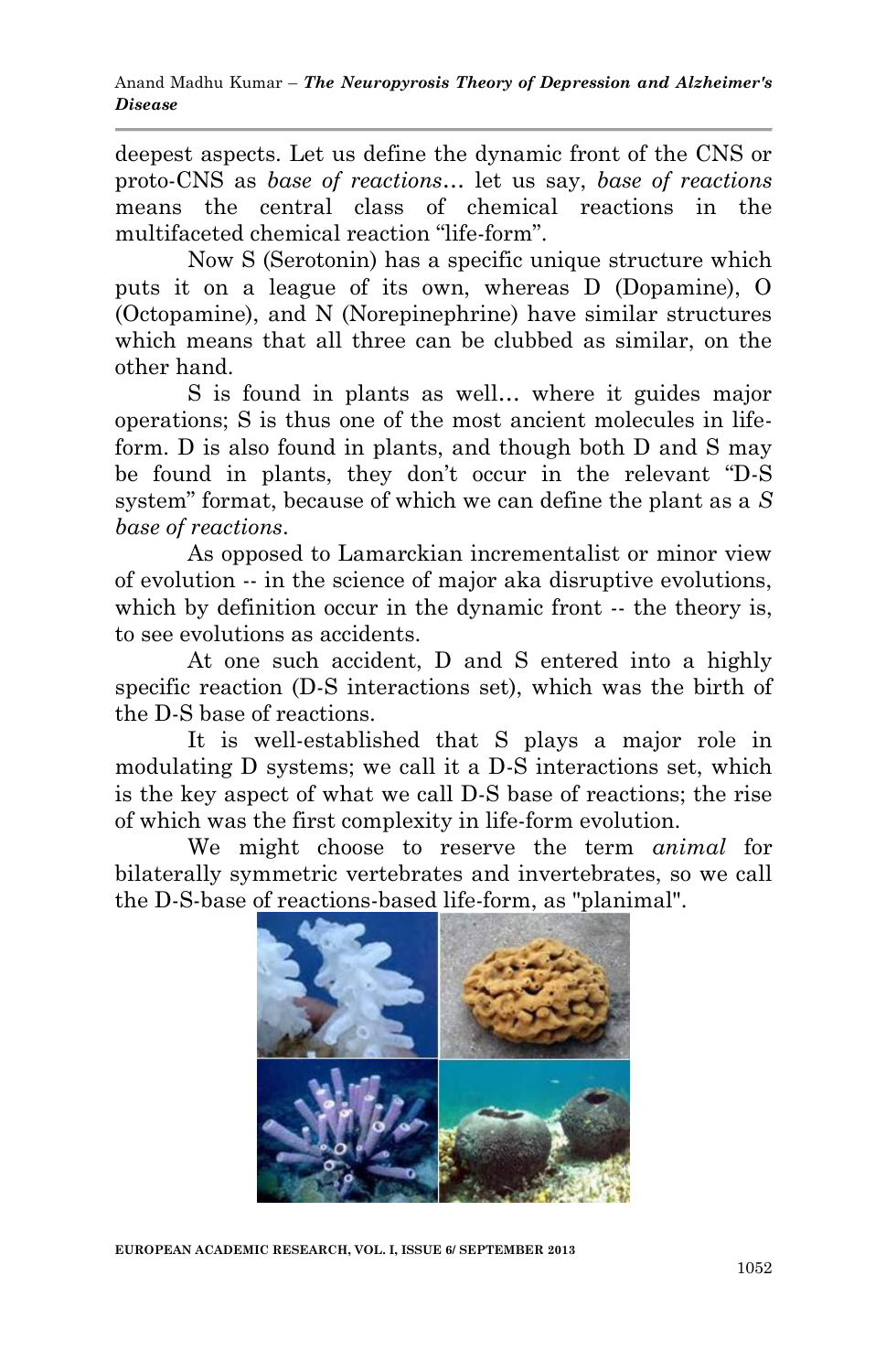deepest aspects. Let us define the dynamic front of the CNS or proto-CNS as *base of reactions*… let us say, *base of reactions* means the central class of chemical reactions in the multifaceted chemical reaction "life-form".

Now S (Serotonin) has a specific unique structure which puts it on a league of its own, whereas D (Dopamine), O (Octopamine), and N (Norepinephrine) have similar structures which means that all three can be clubbed as similar, on the other hand.

S is found in plants as well… where it guides major operations; S is thus one of the most ancient molecules in life-form. D is also found in plants, and though both D and S may be found in plants, they don't occur in the relevant "D-S system" format, because of which we can define the plant as a *S base of reactions*.

As opposed to Lamarckian incrementalist or minor view of evolution -- in the science of major aka disruptive evolutions, which by definition occur in the dynamic front -- the theory is, to see evolutions as accidents.

At one such accident, D and S entered into a highly specific reaction (D-S interactions set), which was the birth of the D-S base of reactions.

It is well-established that S plays a major role in modulating D systems; we call it a D-S interactions set, which is the key aspect of what we call D-S base of reactions; the rise of which was the first complexity in life-form evolution.

We might choose to reserve the term *animal* for bilaterally symmetric vertebrates and invertebrates, so we call the D-S-base of reactions-based life-form, as "planimal".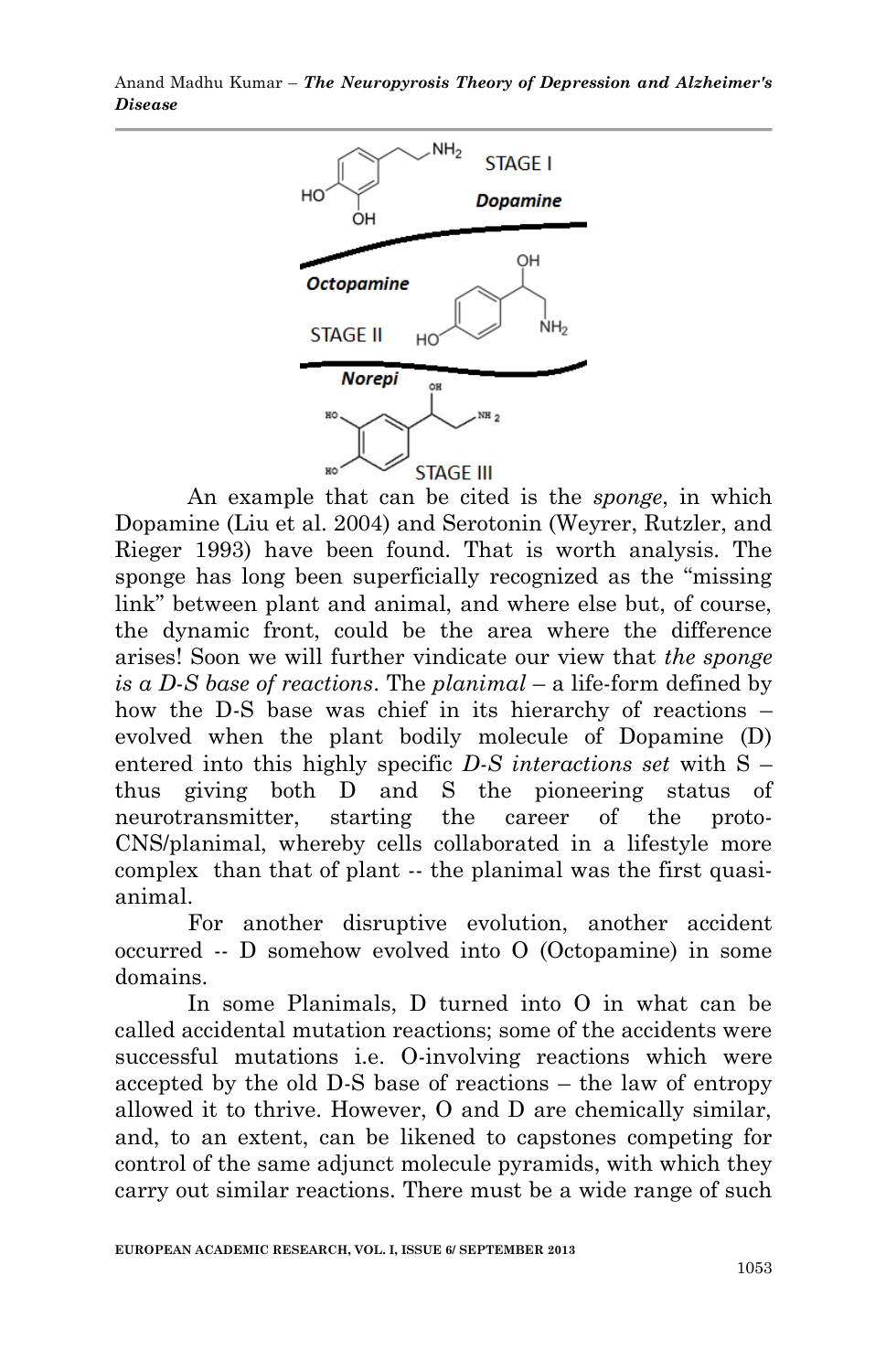STAGE I

*Dopamine*

*Octopamine*

STAGE II

*Norepi*

STAGE III

An example that can be cited is the *sponge*, in which Dopamine (Liu et al. 2004) and Serotonin (Weyrer, Rutzler, and Rieger 1993) have been found. That is worth analysis. The sponge has long been superficially recognized as the "missing link" between plant and animal, and where else but, of course, the dynamic front, could be the area where the difference arises! Soon we will further vindicate our view that *the sponge is a D-S base of reactions*. The *planimal* – a life-form defined by how the D-S base was chief in its hierarchy of reactions – evolved when the plant bodily molecule of Dopamine (D) entered into this highly specific *D-S interactions set* with S – thus giving both D and S the pioneering status of neurotransmitter, starting the career of the proto-CNS/planimal, whereby cells collaborated in a lifestyle more complex than that of plant -- the planimal was the first quasi-animal.

For another disruptive evolution, another accident occurred -- D somehow evolved into O (Octopamine) in some domains.

In some Planimals, D turned into O in what can be called accidental mutation reactions; some of the accidents were successful mutations i.e. O-involving reactions which were accepted by the old D-S base of reactions – the law of entropy allowed it to thrive. However, O and D are chemically similar, and, to an extent, can be likened to capstones competing for control of the same adjunct molecule pyramids, with which they carry out similar reactions. There must be a wide range of such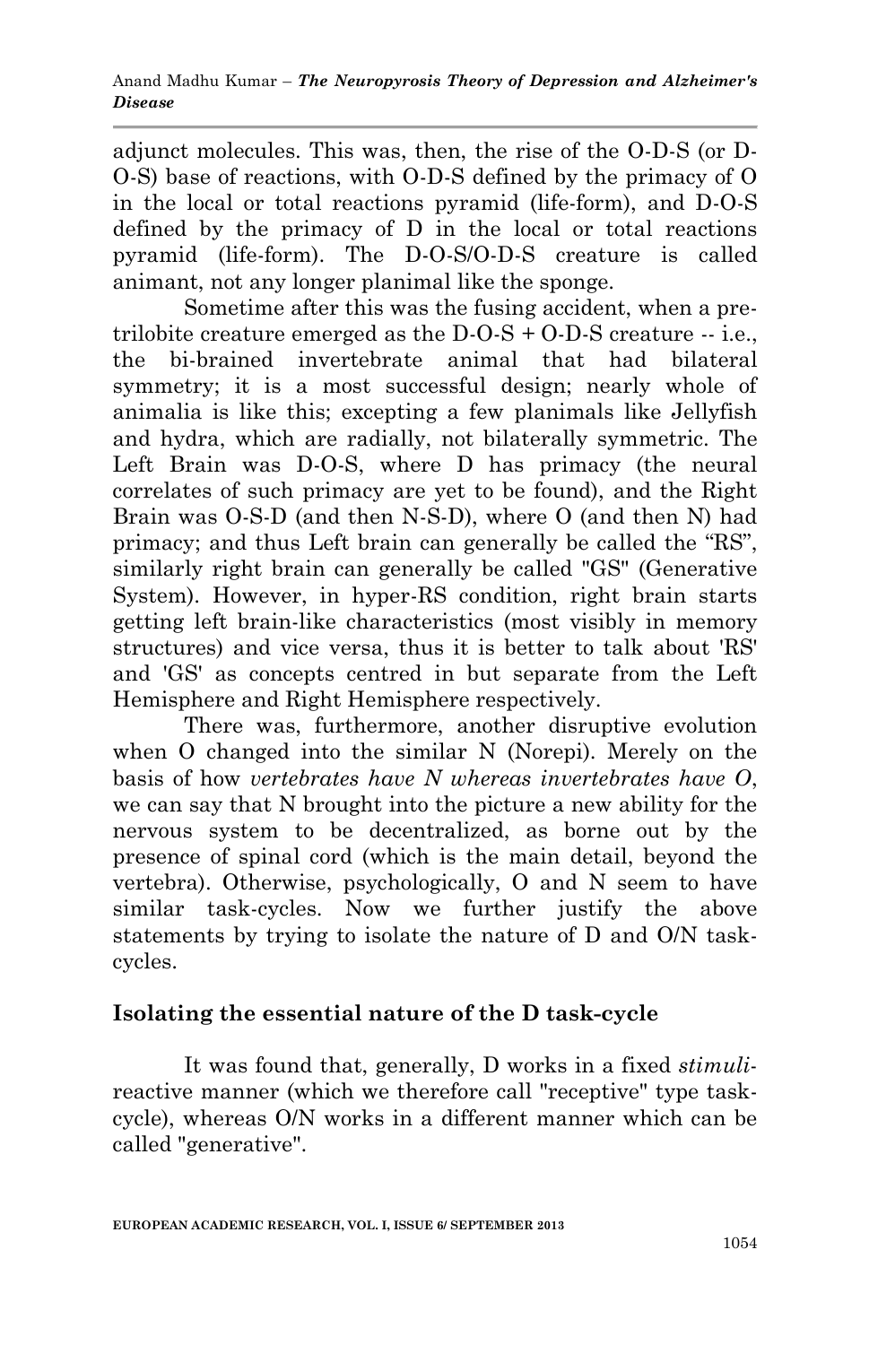adjunct molecules. This was, then, the rise of the O-D-S (or D-O-S) base of reactions, with O-D-S defined by the primacy of O in the local or total reactions pyramid (life-form), and D-O-S defined by the primacy of D in the local or total reactions pyramid (life-form). The D-O-S/O-D-S creature is called animant, not any longer planimal like the sponge.

Sometime after this was the fusing accident, when a pre-trilobite creature emerged as the D-O-S + O-D-S creature -- i.e., the bi-brained invertebrate animal that had bilateral symmetry; it is a most successful design; nearly whole of animalia is like this; excepting a few planimals like Jellyfish and hydra, which are radially, not bilaterally symmetric. The Left Brain was D-O-S, where D has primacy (the neural correlates of such primacy are yet to be found), and the Right Brain was O-S-D (and then N-S-D), where O (and then N) had primacy; and thus Left brain can generally be called the "RS", similarly right brain can generally be called "GS" (Generative System). However, in hyper-RS condition, right brain starts getting left brain-like characteristics (most visibly in memory structures) and vice versa, thus it is better to talk about 'RS' and 'GS' as concepts centred in but separate from the Left Hemisphere and Right Hemisphere respectively.

There was, furthermore, another disruptive evolution when O changed into the similar N (Norepi). Merely on the basis of how *vertebrates have N whereas invertebrates have O*, we can say that N brought into the picture a new ability for the nervous system to be decentralized, as borne out by the presence of spinal cord (which is the main detail, beyond the vertebra). Otherwise, psychologically, O and N seem to have similar task-cycles. Now we further justify the above statements by trying to isolate the nature of D and O/N task-cycles.

## Isolating the essential nature of the D task-cycle

It was found that, generally, D works in a fixed *stimuli*-reactive manner (which we therefore call "receptive" type task-cycle), whereas O/N works in a different manner which can be called "generative".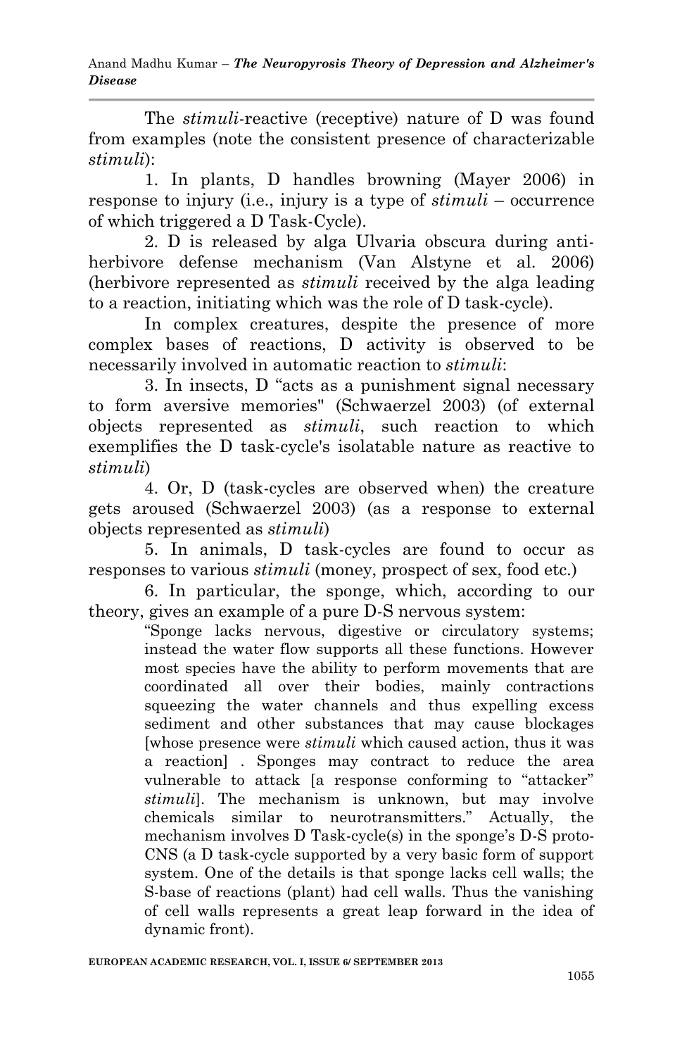The *stimuli*-reactive (receptive) nature of D was found from examples (note the consistent presence of characterizable *stimuli*):

1. In plants, D handles browning (Mayer 2006) in response to injury (i.e., injury is a type of *stimuli* – occurrence of which triggered a D Task-Cycle).

2. D is released by alga Ulvaria obscura during anti-herbivore defense mechanism (Van Alstyne et al. 2006) (herbivore represented as *stimuli* received by the alga leading to a reaction, initiating which was the role of D task-cycle).

In complex creatures, despite the presence of more complex bases of reactions, D activity is observed to be necessarily involved in automatic reaction to *stimuli*:

3. In insects, D "acts as a punishment signal necessary to form aversive memories" (Schwaerzel 2003) (of external objects represented as *stimuli*, such reaction to which exemplifies the D task-cycle's isolatable nature as reactive to *stimuli*)

4. Or, D (task-cycles are observed when) the creature gets aroused (Schwaerzel 2003) (as a response to external objects represented as *stimuli*)

5. In animals, D task-cycles are found to occur as responses to various *stimuli* (money, prospect of sex, food etc.)

6. In particular, the sponge, which, according to our theory, gives an example of a pure D-S nervous system:

> "Sponge lacks nervous, digestive or circulatory systems; instead the water flow supports all these functions. However most species have the ability to perform movements that are coordinated all over their bodies, mainly contractions squeezing the water channels and thus expelling excess sediment and other substances that may cause blockages [whose presence were *stimuli* which caused action, thus it was a reaction] . Sponges may contract to reduce the area vulnerable to attack [a response conforming to "attacker" *stimuli*]. The mechanism is unknown, but may involve chemicals similar to neurotransmitters." Actually, the mechanism involves D Task-cycle(s) in the sponge's D-S proto-CNS (a D task-cycle supported by a very basic form of support system. One of the details is that sponge lacks cell walls; the S-base of reactions (plant) had cell walls. Thus the vanishing of cell walls represents a great leap forward in the idea of dynamic front).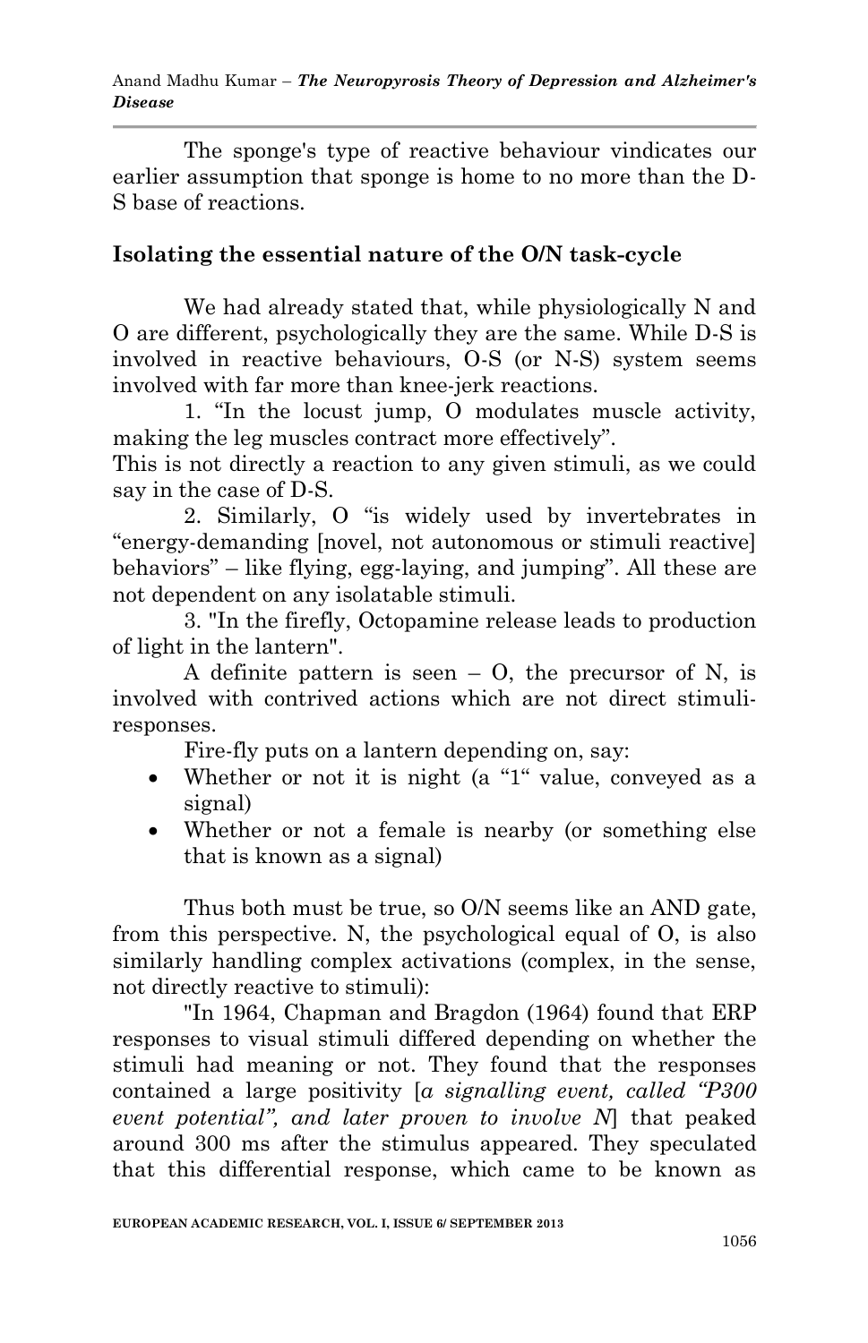The sponge's type of reactive behaviour vindicates our earlier assumption that sponge is home to no more than the D-S base of reactions.

## Isolating the essential nature of the O/N task-cycle

We had already stated that, while physiologically N and O are different, psychologically they are the same. While D-S is involved in reactive behaviours, O-S (or N-S) system seems involved with far more than knee-jerk reactions.

1. "In the locust jump, O modulates muscle activity, making the leg muscles contract more effectively".

This is not directly a reaction to any given stimuli, as we could say in the case of D-S.

2. Similarly, O "is widely used by invertebrates in "energy-demanding [novel, not autonomous or stimuli reactive] behaviors" – like flying, egg-laying, and jumping". All these are not dependent on any isolatable stimuli.

3. "In the firefly, Octopamine release leads to production of light in the lantern".

A definite pattern is seen – O, the precursor of N, is involved with contrived actions which are not direct stimuli-responses.

Fire-fly puts on a lantern depending on, say:

- Whether or not it is night (a "1" value, conveyed as a signal)
- Whether or not a female is nearby (or something else that is known as a signal)

Thus both must be true, so O/N seems like an AND gate, from this perspective. N, the psychological equal of O, is also similarly handling complex activations (complex, in the sense, not directly reactive to stimuli):

"In 1964, Chapman and Bragdon (1964) found that ERP responses to visual stimuli differed depending on whether the stimuli had meaning or not. They found that the responses contained a large positivity [*a signalling event, called "P300 event potential", and later proven to involve N*] that peaked around 300 ms after the stimulus appeared. They speculated that this differential response, which came to be known as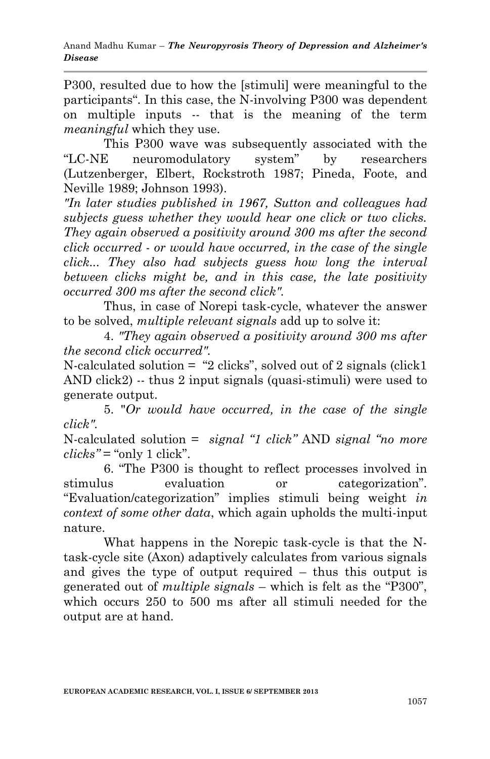P300, resulted due to how the [stimuli] were meaningful to the participants". In this case, the N-involving P300 was dependent on multiple inputs -- that is the meaning of the term *meaningful* which they use.

This P300 wave was subsequently associated with the "LC-NE neuromodulatory system" by researchers (Lutzenberger, Elbert, Rockstroth 1987; Pineda, Foote, and Neville 1989; Johnson 1993).

*"In later studies published in 1967, Sutton and colleagues had subjects guess whether they would hear one click or two clicks. They again observed a positivity around 300 ms after the second click occurred - or would have occurred, in the case of the single click... They also had subjects guess how long the interval between clicks might be, and in this case, the late positivity occurred 300 ms after the second click".*

Thus, in case of Norepi task-cycle, whatever the answer to be solved, *multiple relevant signals* add up to solve it:

4. *"They again observed a positivity around 300 ms after the second click occurred".*

N-calculated solution = "2 clicks", solved out of 2 signals (click1 AND click2) -- thus 2 input signals (quasi-stimuli) were used to generate output.

5. "*Or would have occurred, in the case of the single click".*

N-calculated solution = *signal "1 click"* AND *signal "no more clicks"* = "only 1 click".

6. "The P300 is thought to reflect processes involved in stimulus evaluation or categorization". "Evaluation/categorization" implies stimuli being weight *in context of some other data*, which again upholds the multi-input nature.

What happens in the Norepic task-cycle is that the N-task-cycle site (Axon) adaptively calculates from various signals and gives the type of output required – thus this output is generated out of *multiple signals* – which is felt as the "P300", which occurs 250 to 500 ms after all stimuli needed for the output are at hand.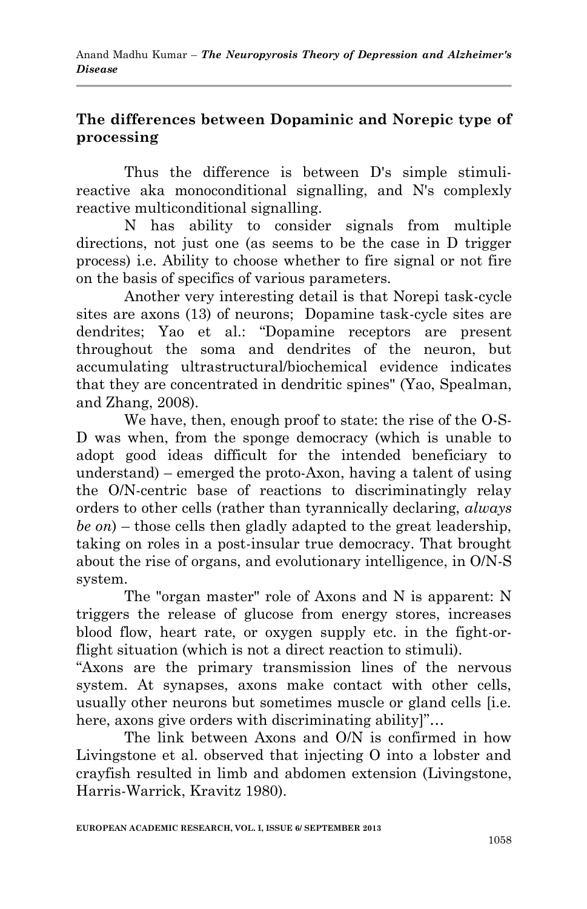## The differences between Dopaminic and Norepic type of processing

Thus the difference is between D's simple stimuli-reactive aka monoconditional signalling, and N's complexly reactive multiconditional signalling.

N has ability to consider signals from multiple directions, not just one (as seems to be the case in D trigger process) i.e. Ability to choose whether to fire signal or not fire on the basis of specifics of various parameters.

Another very interesting detail is that Norepi task-cycle sites are axons (13) of neurons; Dopamine task-cycle sites are dendrites; Yao et al.: "Dopamine receptors are present throughout the soma and dendrites of the neuron, but accumulating ultrastructural/biochemical evidence indicates that they are concentrated in dendritic spines" (Yao, Spealman, and Zhang, 2008).

We have, then, enough proof to state: the rise of the O-S-D was when, from the sponge democracy (which is unable to adopt good ideas difficult for the intended beneficiary to understand) – emerged the proto-Axon, having a talent of using the O/N-centric base of reactions to discriminatingly relay orders to other cells (rather than tyrannically declaring, *always be on*) – those cells then gladly adapted to the great leadership, taking on roles in a post-insular true democracy. That brought about the rise of organs, and evolutionary intelligence, in O/N-S system.

The "organ master" role of Axons and N is apparent: N triggers the release of glucose from energy stores, increases blood flow, heart rate, or oxygen supply etc. in the fight-or-flight situation (which is not a direct reaction to stimuli).

"Axons are the primary transmission lines of the nervous system. At synapses, axons make contact with other cells, usually other neurons but sometimes muscle or gland cells [i.e. here, axons give orders with discriminating ability]"…

The link between Axons and O/N is confirmed in how Livingstone et al. observed that injecting O into a lobster and crayfish resulted in limb and abdomen extension (Livingstone, Harris-Warrick, Kravitz 1980).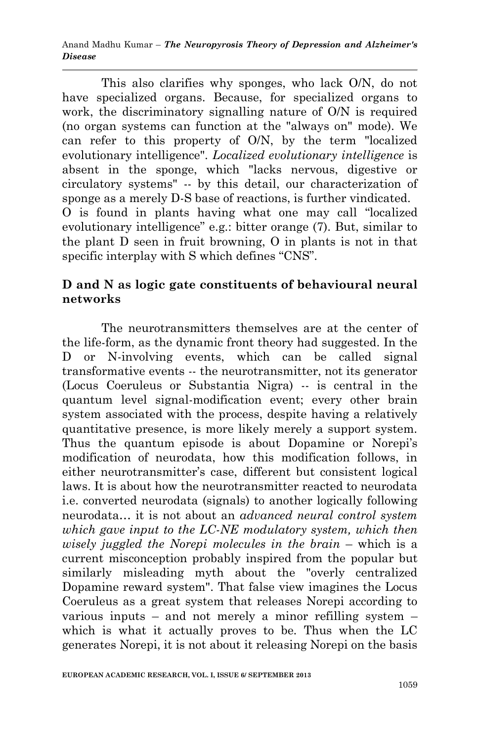This also clarifies why sponges, who lack O/N, do not have specialized organs. Because, for specialized organs to work, the discriminatory signalling nature of O/N is required (no organ systems can function at the "always on" mode). We can refer to this property of O/N, by the term "localized evolutionary intelligence". *Localized evolutionary intelligence* is absent in the sponge, which "lacks nervous, digestive or circulatory systems" -- by this detail, our characterization of sponge as a merely D-S base of reactions, is further vindicated.
O is found in plants having what one may call "localized evolutionary intelligence" e.g.: bitter orange (7). But, similar to the plant D seen in fruit browning, O in plants is not in that specific interplay with S which defines "CNS".

## D and N as logic gate constituents of behavioural neural networks

The neurotransmitters themselves are at the center of the life-form, as the dynamic front theory had suggested. In the D or N-involving events, which can be called signal transformative events -- the neurotransmitter, not its generator (Locus Coeruleus or Substantia Nigra) -- is central in the quantum level signal-modification event; every other brain system associated with the process, despite having a relatively quantitative presence, is more likely merely a support system. Thus the quantum episode is about Dopamine or Norepi's modification of neurodata, how this modification follows, in either neurotransmitter's case, different but consistent logical laws. It is about how the neurotransmitter reacted to neurodata i.e. converted neurodata (signals) to another logically following neurodata… it is not about an *advanced neural control system which gave input to the LC-NE modulatory system, which then wisely juggled the Norepi molecules in the brain* – which is a current misconception probably inspired from the popular but similarly misleading myth about the "overly centralized Dopamine reward system". That false view imagines the Locus Coeruleus as a great system that releases Norepi according to various inputs – and not merely a minor refilling system – which is what it actually proves to be. Thus when the LC generates Norepi, it is not about it releasing Norepi on the basis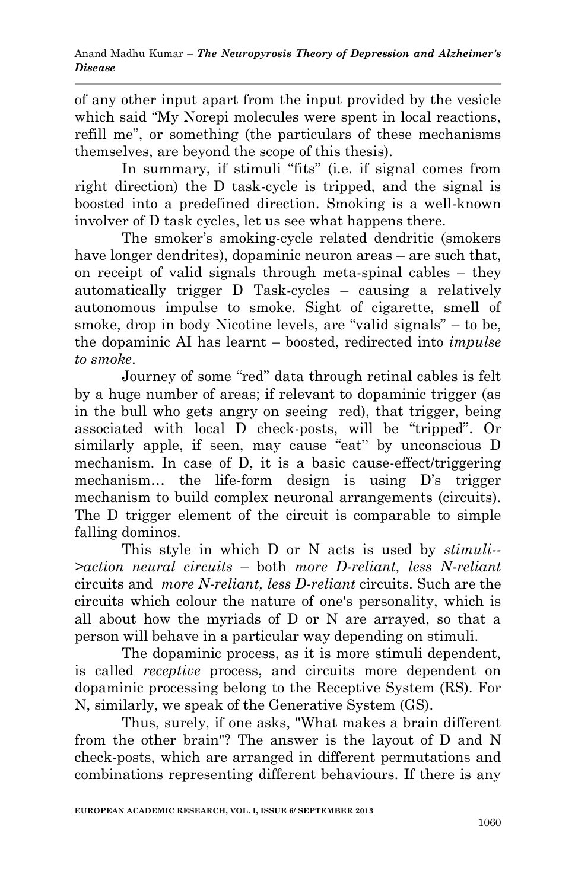of any other input apart from the input provided by the vesicle which said "My Norepi molecules were spent in local reactions, refill me", or something (the particulars of these mechanisms themselves, are beyond the scope of this thesis).

In summary, if stimuli "fits" (i.e. if signal comes from right direction) the D task-cycle is tripped, and the signal is boosted into a predefined direction. Smoking is a well-known involver of D task cycles, let us see what happens there.

The smoker's smoking-cycle related dendritic (smokers have longer dendrites), dopaminic neuron areas – are such that, on receipt of valid signals through meta-spinal cables – they automatically trigger D Task-cycles – causing a relatively autonomous impulse to smoke. Sight of cigarette, smell of smoke, drop in body Nicotine levels, are "valid signals" – to be, the dopaminic AI has learnt – boosted, redirected into *impulse to smoke*.

Journey of some "red" data through retinal cables is felt by a huge number of areas; if relevant to dopaminic trigger (as in the bull who gets angry on seeing red), that trigger, being associated with local D check-posts, will be "tripped". Or similarly apple, if seen, may cause "eat" by unconscious D mechanism. In case of D, it is a basic cause-effect/triggering mechanism… the life-form design is using D's trigger mechanism to build complex neuronal arrangements (circuits). The D trigger element of the circuit is comparable to simple falling dominos.

This style in which D or N acts is used by *stimuli-->action neural circuits* – both *more D-reliant, less N-reliant* circuits and *more N-reliant, less D-reliant* circuits. Such are the circuits which colour the nature of one's personality, which is all about how the myriads of D or N are arrayed, so that a person will behave in a particular way depending on stimuli.

The dopaminic process, as it is more stimuli dependent, is called *receptive* process, and circuits more dependent on dopaminic processing belong to the Receptive System (RS). For N, similarly, we speak of the Generative System (GS).

Thus, surely, if one asks, "What makes a brain different from the other brain"? The answer is the layout of D and N check-posts, which are arranged in different permutations and combinations representing different behaviours. If there is any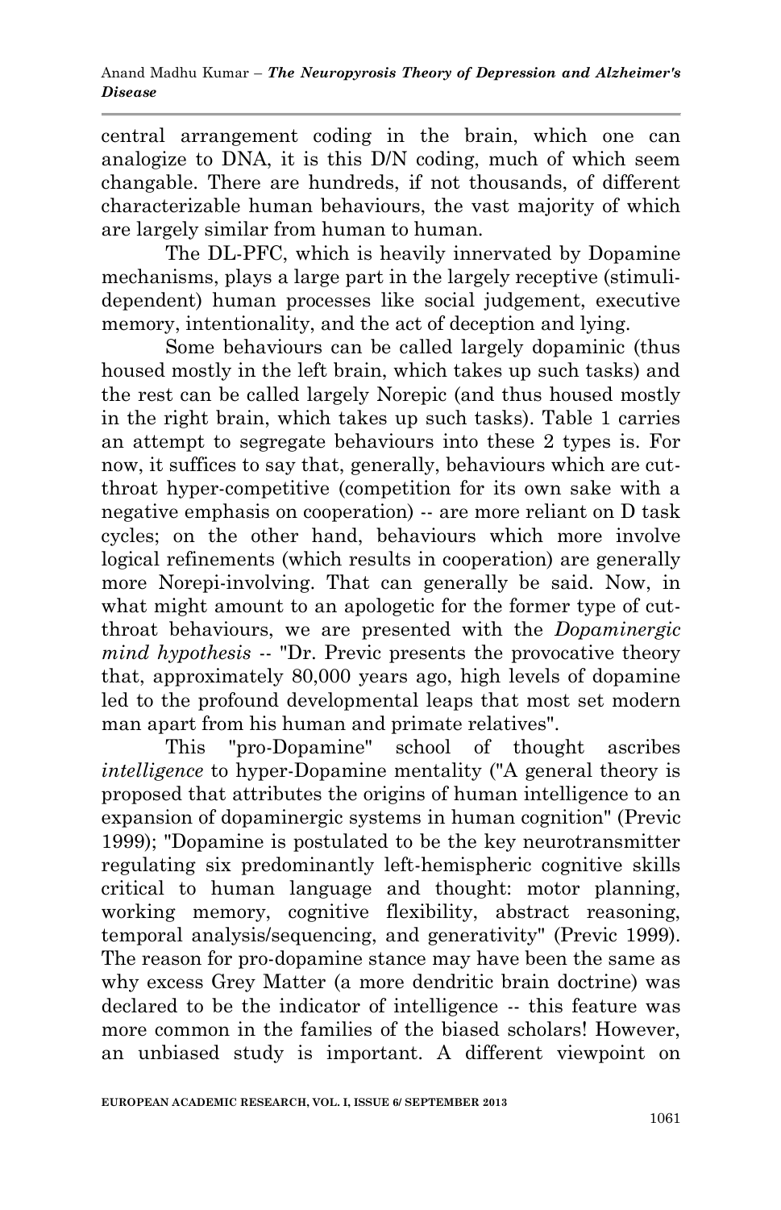central arrangement coding in the brain, which one can analogize to DNA, it is this D/N coding, much of which seem changable. There are hundreds, if not thousands, of different characterizable human behaviours, the vast majority of which are largely similar from human to human.

The DL-PFC, which is heavily innervated by Dopamine mechanisms, plays a large part in the largely receptive (stimuli-dependent) human processes like social judgement, executive memory, intentionality, and the act of deception and lying.

Some behaviours can be called largely dopaminic (thus housed mostly in the left brain, which takes up such tasks) and the rest can be called largely Norepic (and thus housed mostly in the right brain, which takes up such tasks). Table 1 carries an attempt to segregate behaviours into these 2 types is. For now, it suffices to say that, generally, behaviours which are cut-throat hyper-competitive (competition for its own sake with a negative emphasis on cooperation) -- are more reliant on D task cycles; on the other hand, behaviours which more involve logical refinements (which results in cooperation) are generally more Norepi-involving. That can generally be said. Now, in what might amount to an apologetic for the former type of cut-throat behaviours, we are presented with the *Dopaminergic mind hypothesis* -- "Dr. Previc presents the provocative theory that, approximately 80,000 years ago, high levels of dopamine led to the profound developmental leaps that most set modern man apart from his human and primate relatives".

This "pro-Dopamine" school of thought ascribes *intelligence* to hyper-Dopamine mentality ("A general theory is proposed that attributes the origins of human intelligence to an expansion of dopaminergic systems in human cognition" (Previc 1999); "Dopamine is postulated to be the key neurotransmitter regulating six predominantly left-hemispheric cognitive skills critical to human language and thought: motor planning, working memory, cognitive flexibility, abstract reasoning, temporal analysis/sequencing, and generativity" (Previc 1999). The reason for pro-dopamine stance may have been the same as why excess Grey Matter (a more dendritic brain doctrine) was declared to be the indicator of intelligence -- this feature was more common in the families of the biased scholars! However, an unbiased study is important. A different viewpoint on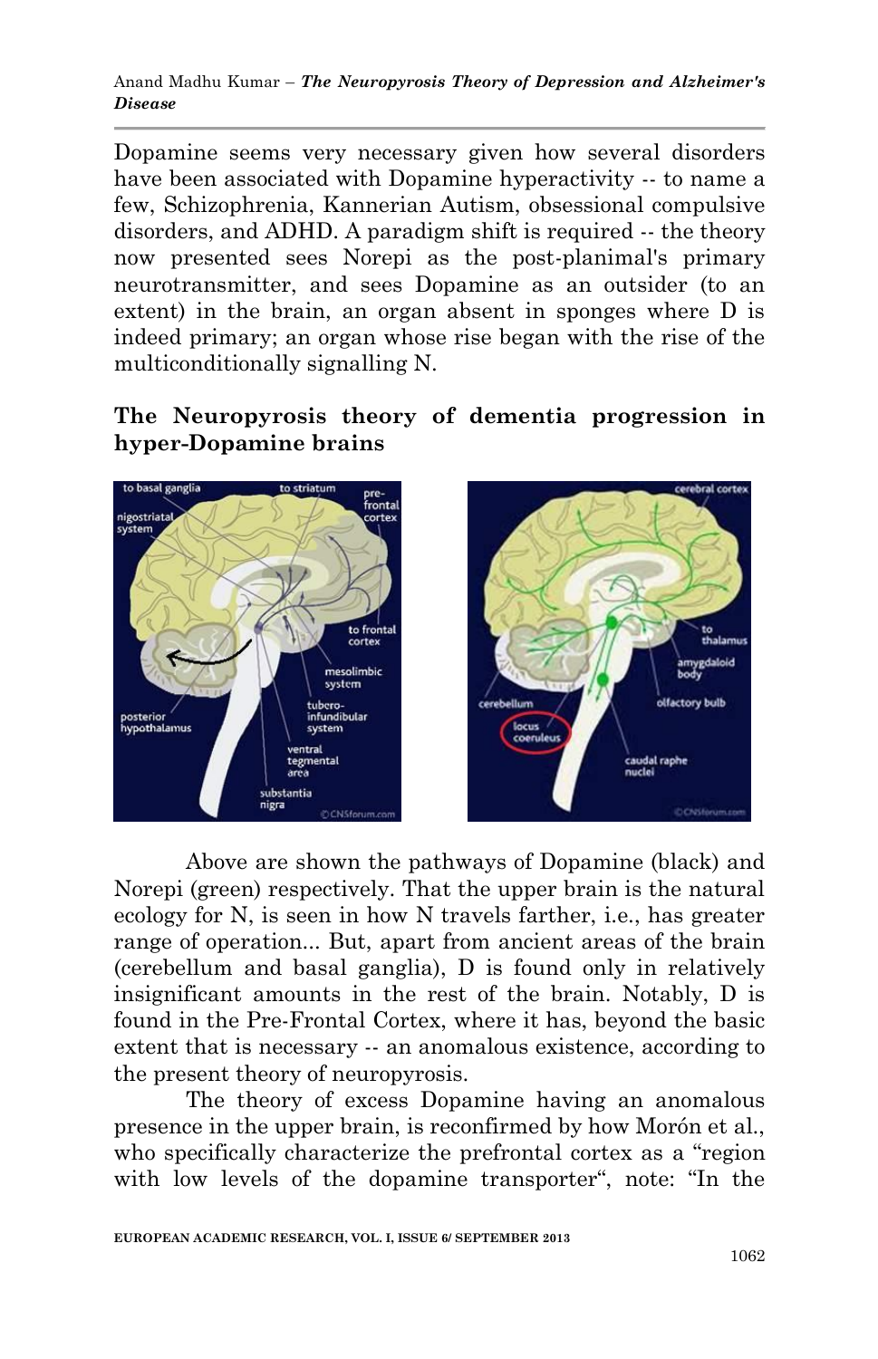Dopamine seems very necessary given how several disorders have been associated with Dopamine hyperactivity -- to name a few, Schizophrenia, Kannerian Autism, obsessional compulsive disorders, and ADHD. A paradigm shift is required -- the theory now presented sees Norepi as the post-planimal's primary neurotransmitter, and sees Dopamine as an outsider (to an extent) in the brain, an organ absent in sponges where D is indeed primary; an organ whose rise began with the rise of the multiconditionally signalling N.

## The Neuropyrosis theory of dementia progression in hyper-Dopamine brains

Above are shown the pathways of Dopamine (black) and Norepi (green) respectively. That the upper brain is the natural ecology for N, is seen in how N travels farther, i.e., has greater range of operation... But, apart from ancient areas of the brain (cerebellum and basal ganglia), D is found only in relatively insignificant amounts in the rest of the brain. Notably, D is found in the Pre-Frontal Cortex, where it has, beyond the basic extent that is necessary -- an anomalous existence, according to the present theory of neuropyrosis.

The theory of excess Dopamine having an anomalous presence in the upper brain, is reconfirmed by how Morón et al., who specifically characterize the prefrontal cortex as a "region with low levels of the dopamine transporter", note: "In the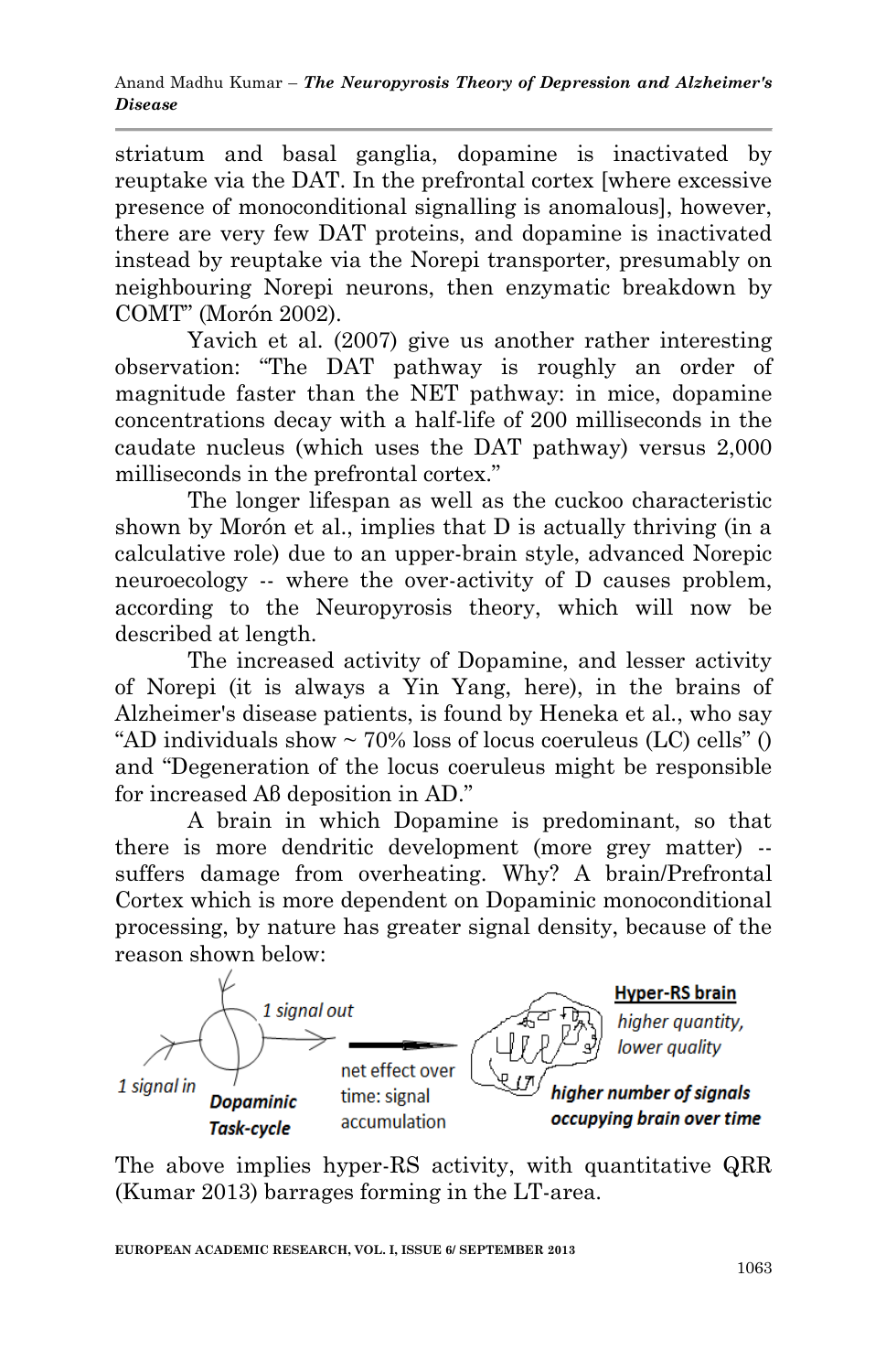striatum and basal ganglia, dopamine is inactivated by reuptake via the DAT. In the prefrontal cortex [where excessive presence of monoconditional signalling is anomalous], however, there are very few DAT proteins, and dopamine is inactivated instead by reuptake via the Norepi transporter, presumably on neighbouring Norepi neurons, then enzymatic breakdown by COMT" (Morón 2002).

Yavich et al. (2007) give us another rather interesting observation: "The DAT pathway is roughly an order of magnitude faster than the NET pathway: in mice, dopamine concentrations decay with a half-life of 200 milliseconds in the caudate nucleus (which uses the DAT pathway) versus 2,000 milliseconds in the prefrontal cortex."

The longer lifespan as well as the cuckoo characteristic shown by Morón et al., implies that D is actually thriving (in a calculative role) due to an upper-brain style, advanced Norepic neuroecology -- where the over-activity of D causes problem, according to the Neuropyrosis theory, which will now be described at length.

The increased activity of Dopamine, and lesser activity of Norepi (it is always a Yin Yang, here), in the brains of Alzheimer's disease patients, is found by Heneka et al., who say "AD individuals show ~ 70% loss of locus coeruleus (LC) cells" () and "Degeneration of the locus coeruleus might be responsible for increased Aß deposition in AD."

A brain in which Dopamine is predominant, so that there is more dendritic development (more grey matter) -- suffers damage from overheating. Why? A brain/Prefrontal Cortex which is more dependent on Dopaminic monoconditional processing, by nature has greater signal density, because of the reason shown below:

*1 signal in* — *1 signal out* — ***Dopaminic Task-cycle*** → net effect over time: signal accumulation → ***Hyper-RS brain*** *higher quantity, lower quality* — ***higher number of signals occupying brain over time***

The above implies hyper-RS activity, with quantitative QRR (Kumar 2013) barrages forming in the LT-area.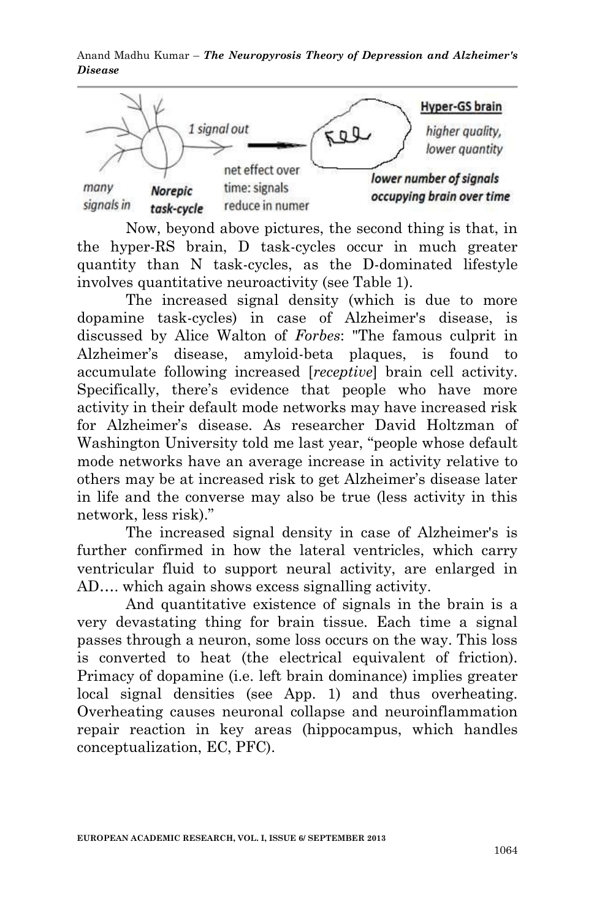many signals in → Norepic task-cycle → 1 signal out → net effect over time: signals reduce in numer → Hyper-GS brain: higher quality, lower quantity; lower number of signals occupying brain over time

Now, beyond above pictures, the second thing is that, in the hyper-RS brain, D task-cycles occur in much greater quantity than N task-cycles, as the D-dominated lifestyle involves quantitative neuroactivity (see Table 1).

The increased signal density (which is due to more dopamine task-cycles) in case of Alzheimer's disease, is discussed by Alice Walton of *Forbes*: "The famous culprit in Alzheimer's disease, amyloid-beta plaques, is found to accumulate following increased [*receptive*] brain cell activity. Specifically, there's evidence that people who have more activity in their default mode networks may have increased risk for Alzheimer's disease. As researcher David Holtzman of Washington University told me last year, "people whose default mode networks have an average increase in activity relative to others may be at increased risk to get Alzheimer's disease later in life and the converse may also be true (less activity in this network, less risk)."

The increased signal density in case of Alzheimer's is further confirmed in how the lateral ventricles, which carry ventricular fluid to support neural activity, are enlarged in AD…. which again shows excess signalling activity.

And quantitative existence of signals in the brain is a very devastating thing for brain tissue. Each time a signal passes through a neuron, some loss occurs on the way. This loss is converted to heat (the electrical equivalent of friction). Primacy of dopamine (i.e. left brain dominance) implies greater local signal densities (see App. 1) and thus overheating. Overheating causes neuronal collapse and neuroinflammation repair reaction in key areas (hippocampus, which handles conceptualization, EC, PFC).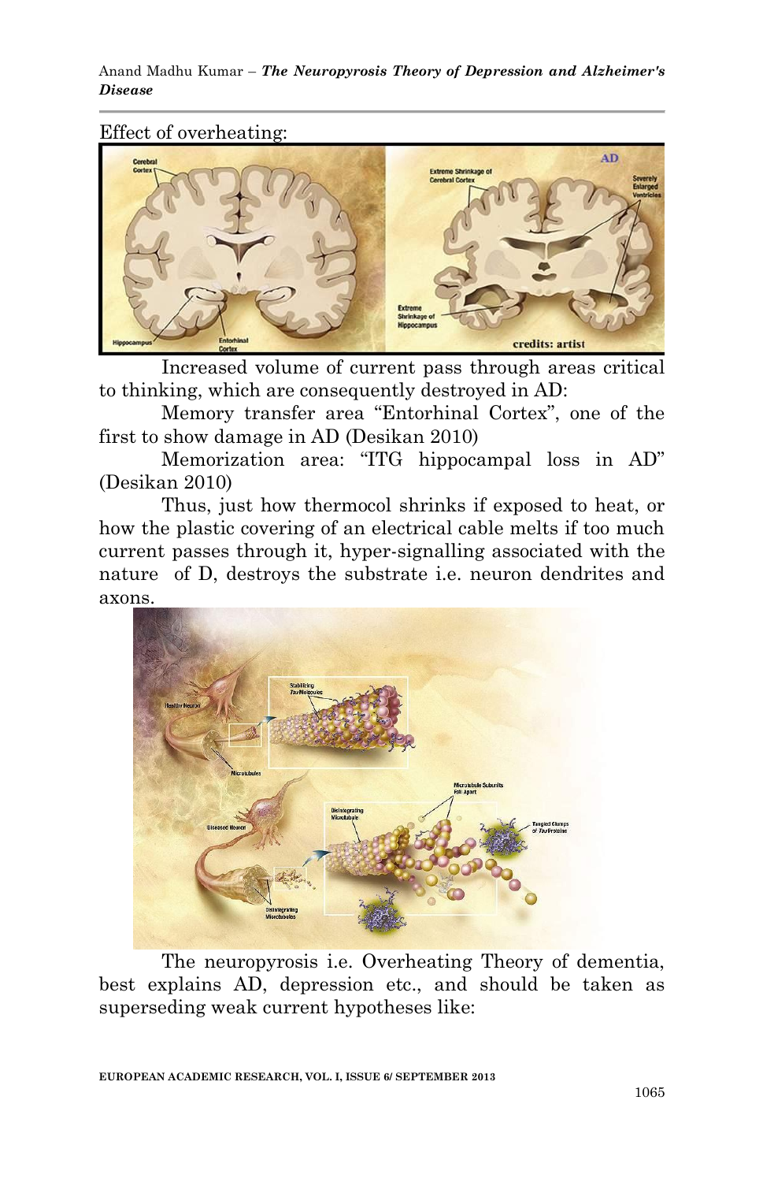Effect of overheating:

Increased volume of current pass through areas critical to thinking, which are consequently destroyed in AD:

Memory transfer area "Entorhinal Cortex", one of the first to show damage in AD (Desikan 2010)

Memorization area: "ITG hippocampal loss in AD" (Desikan 2010)

Thus, just how thermocol shrinks if exposed to heat, or how the plastic covering of an electrical cable melts if too much current passes through it, hyper-signalling associated with the nature of D, destroys the substrate i.e. neuron dendrites and axons.

The neuropyrosis i.e. Overheating Theory of dementia, best explains AD, depression etc., and should be taken as superseding weak current hypotheses like: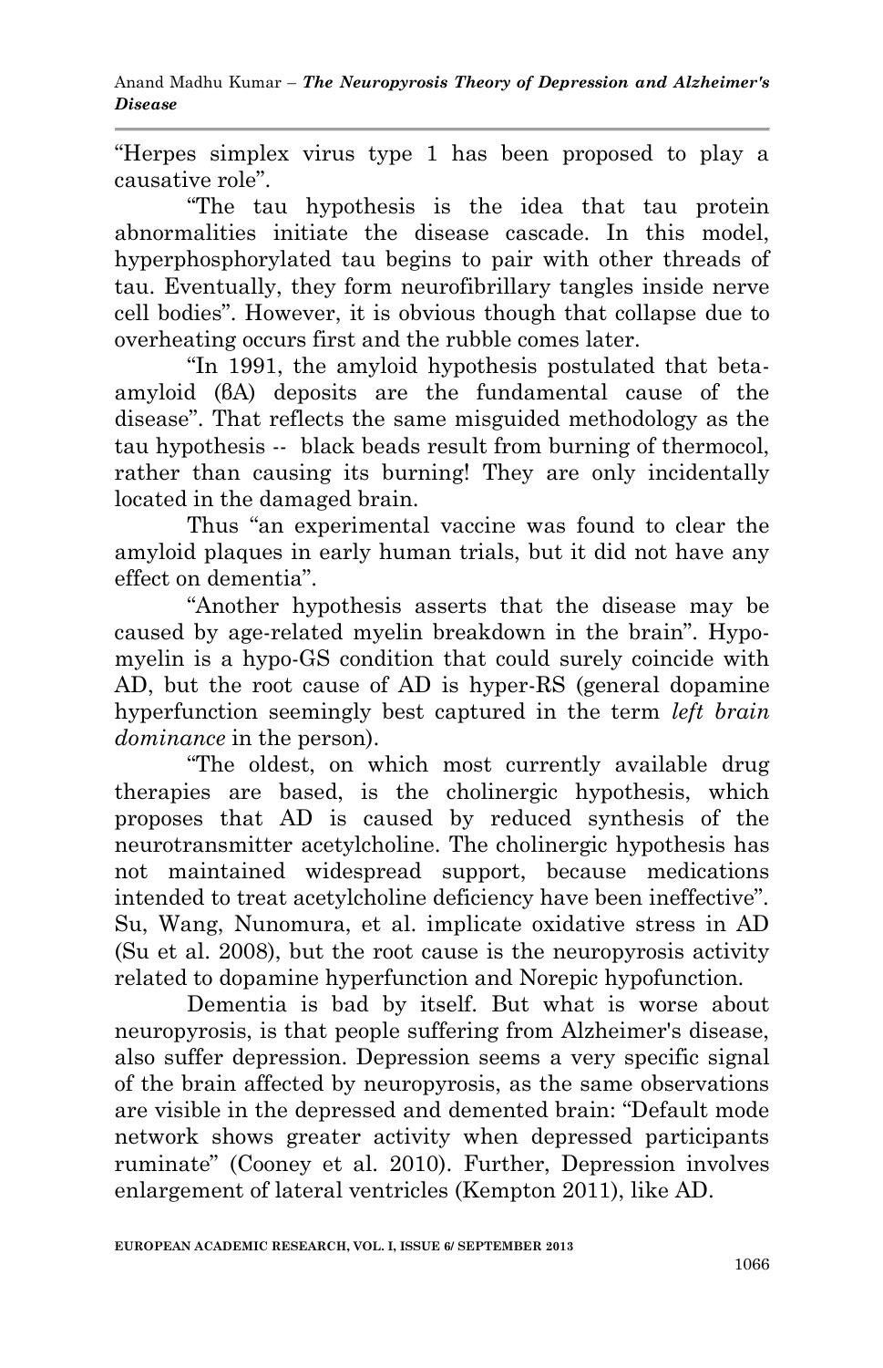"Herpes simplex virus type 1 has been proposed to play a causative role".

"The tau hypothesis is the idea that tau protein abnormalities initiate the disease cascade. In this model, hyperphosphorylated tau begins to pair with other threads of tau. Eventually, they form neurofibrillary tangles inside nerve cell bodies". However, it is obvious though that collapse due to overheating occurs first and the rubble comes later.

"In 1991, the amyloid hypothesis postulated that beta-amyloid (βA) deposits are the fundamental cause of the disease". That reflects the same misguided methodology as the tau hypothesis -- black beads result from burning of thermocol, rather than causing its burning! They are only incidentally located in the damaged brain.

Thus "an experimental vaccine was found to clear the amyloid plaques in early human trials, but it did not have any effect on dementia".

"Another hypothesis asserts that the disease may be caused by age-related myelin breakdown in the brain". Hypo-myelin is a hypo-GS condition that could surely coincide with AD, but the root cause of AD is hyper-RS (general dopamine hyperfunction seemingly best captured in the term *left brain dominance* in the person).

"The oldest, on which most currently available drug therapies are based, is the cholinergic hypothesis, which proposes that AD is caused by reduced synthesis of the neurotransmitter acetylcholine. The cholinergic hypothesis has not maintained widespread support, because medications intended to treat acetylcholine deficiency have been ineffective". Su, Wang, Nunomura, et al. implicate oxidative stress in AD (Su et al. 2008), but the root cause is the neuropyrosis activity related to dopamine hyperfunction and Norepic hypofunction.

Dementia is bad by itself. But what is worse about neuropyrosis, is that people suffering from Alzheimer's disease, also suffer depression. Depression seems a very specific signal of the brain affected by neuropyrosis, as the same observations are visible in the depressed and demented brain: "Default mode network shows greater activity when depressed participants ruminate" (Cooney et al. 2010). Further, Depression involves enlargement of lateral ventricles (Kempton 2011), like AD.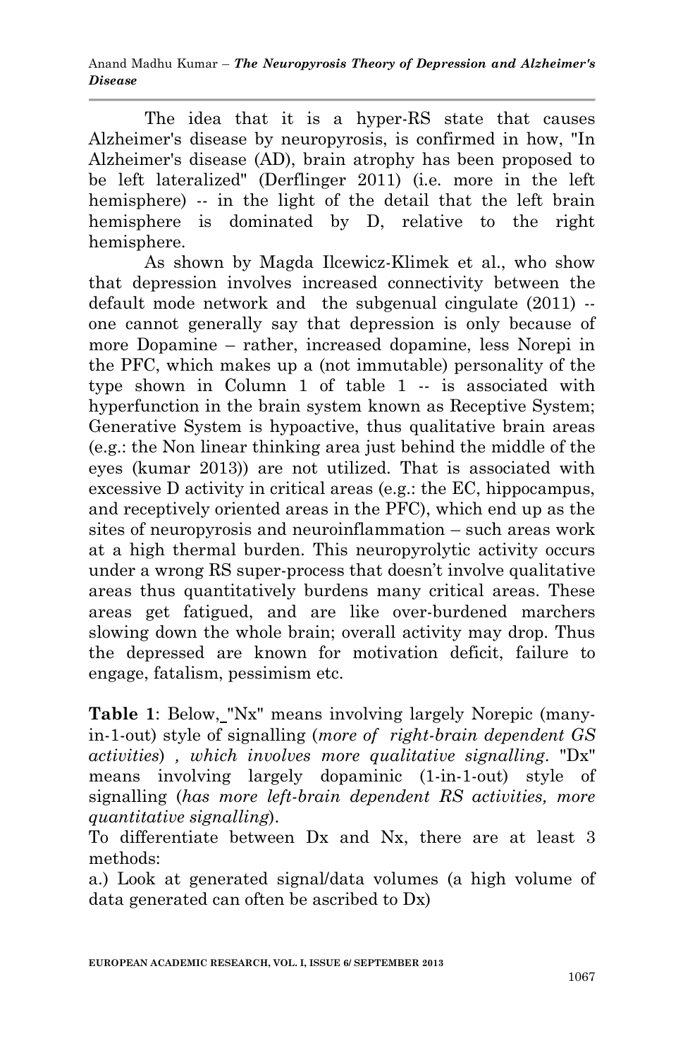The idea that it is a hyper-RS state that causes Alzheimer's disease by neuropyrosis, is confirmed in how, "In Alzheimer's disease (AD), brain atrophy has been proposed to be left lateralized" (Derflinger 2011) (i.e. more in the left hemisphere) -- in the light of the detail that the left brain hemisphere is dominated by D, relative to the right hemisphere.

As shown by Magda Ilcewicz-Klimek et al., who show that depression involves increased connectivity between the default mode network and the subgenual cingulate (2011) -- one cannot generally say that depression is only because of more Dopamine – rather, increased dopamine, less Norepi in the PFC, which makes up a (not immutable) personality of the type shown in Column 1 of table 1 -- is associated with hyperfunction in the brain system known as Receptive System; Generative System is hypoactive, thus qualitative brain areas (e.g.: the Non linear thinking area just behind the middle of the eyes (kumar 2013)) are not utilized. That is associated with excessive D activity in critical areas (e.g.: the EC, hippocampus, and receptively oriented areas in the PFC), which end up as the sites of neuropyrosis and neuroinflammation – such areas work at a high thermal burden. This neuropyrolytic activity occurs under a wrong RS super-process that doesn't involve qualitative areas thus quantitatively burdens many critical areas. These areas get fatigued, and are like over-burdened marchers slowing down the whole brain; overall activity may drop. Thus the depressed are known for motivation deficit, failure to engage, fatalism, pessimism etc.

**Table 1**: Below, "Nx" means involving largely Norepic (many-in-1-out) style of signalling (*more of right-brain dependent GS activities*) *, which involves more qualitative signalling*. "Dx" means involving largely dopaminic (1-in-1-out) style of signalling (*has more left-brain dependent RS activities, more quantitative signalling*).

To differentiate between Dx and Nx, there are at least 3 methods:

a.) Look at generated signal/data volumes (a high volume of data generated can often be ascribed to Dx)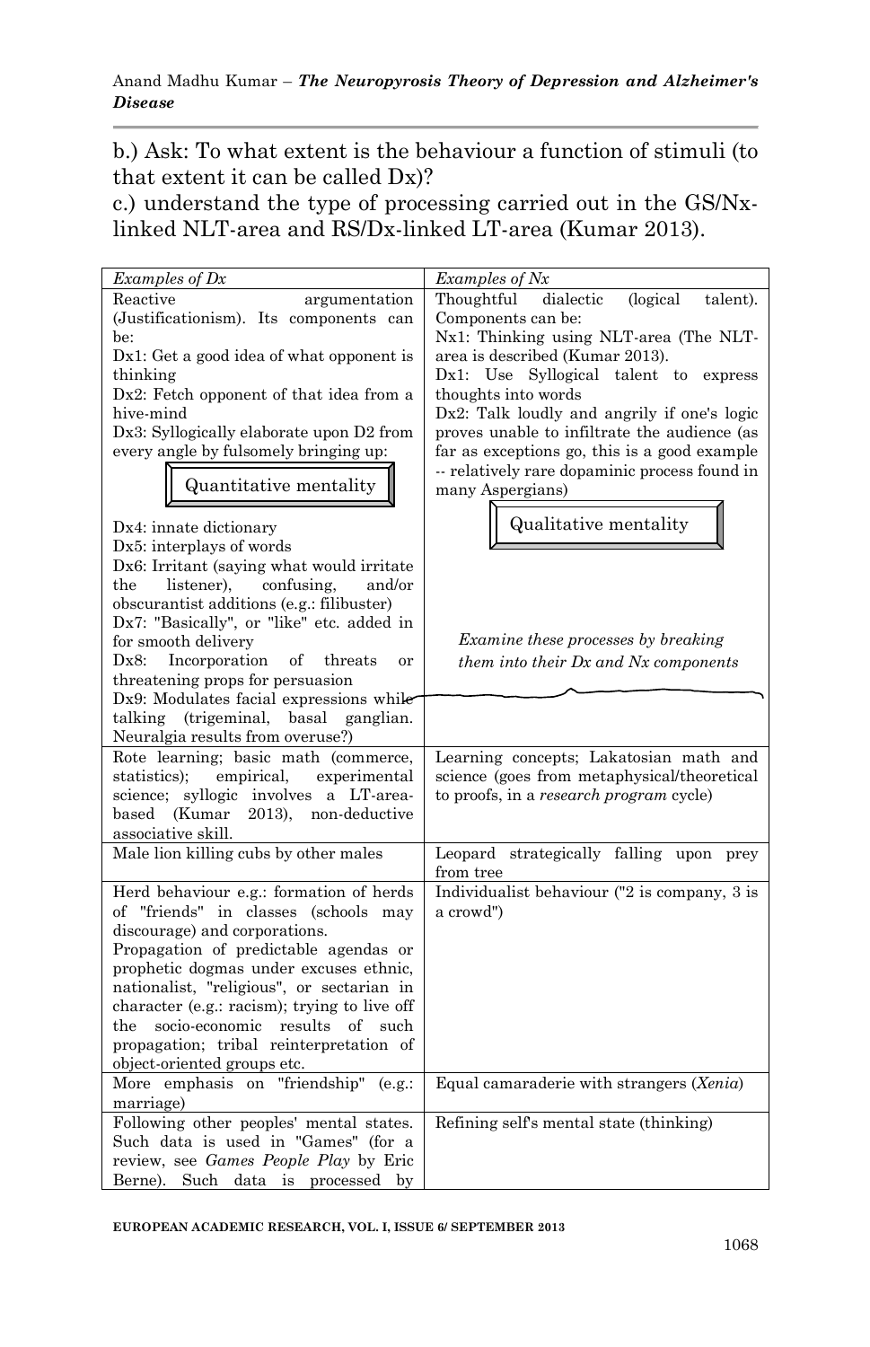b.) Ask: To what extent is the behaviour a function of stimuli (to that extent it can be called Dx)?

c.) understand the type of processing carried out in the GS/Nx-linked NLT-area and RS/Dx-linked LT-area (Kumar 2013).

| *Examples of Dx* | *Examples of Nx* |
|---|---|
| Reactive argumentation (Justificationism). Its components can be:<br>Dx1: Get a good idea of what opponent is thinking<br>Dx2: Fetch opponent of that idea from a hive-mind<br>Dx3: Syllogically elaborate upon D2 from every angle by fulsomely bringing up:<br>Quantitative mentality<br>Dx4: innate dictionary<br>Dx5: interplays of words<br>Dx6: Irritant (saying what would irritate the listener), confusing, and/or obscurantist additions (e.g.: filibuster)<br>Dx7: "Basically", or "like" etc. added in for smooth delivery<br>Dx8: Incorporation of threats or threatening props for persuasion<br>Dx9: Modulates facial expressions while talking (trigeminal, basal ganglian. Neuralgia results from overuse?) | Thoughtful dialectic (logical talent). Components can be:<br>Nx1: Thinking using NLT-area (The NLT-area is described (Kumar 2013).<br>Dx1: Use Syllogical talent to express thoughts into words<br>Dx2: Talk loudly and angrily if one's logic proves unable to infiltrate the audience (as far as exceptions go, this is a good example -- relatively rare dopaminic process found in many Aspergians)<br>Qualitative mentality<br>*Examine these processes by breaking them into their Dx and Nx components* |
| Rote learning; basic math (commerce, statistics); empirical, experimental science; syllogic involves a LT-area-based (Kumar 2013), non-deductive associative skill. | Learning concepts; Lakatosian math and science (goes from metaphysical/theoretical to proofs, in a *research program* cycle) |
| Male lion killing cubs by other males | Leopard strategically falling upon prey from tree |
| Herd behaviour e.g.: formation of herds of "friends" in classes (schools may discourage) and corporations.<br>Propagation of predictable agendas or prophetic dogmas under excuses ethnic, nationalist, "religious", or sectarian in character (e.g.: racism); trying to live off the socio-economic results of such propagation; tribal reinterpretation of object-oriented groups etc. | Individualist behaviour ("2 is company, 3 is a crowd") |
| More emphasis on "friendship" (e.g.: marriage) | Equal camaraderie with strangers (*Xenia*) |
| Following other peoples' mental states. Such data is used in "Games" (for a review, see *Games People Play* by Eric Berne). Such data is processed by | Refining self's mental state (thinking) |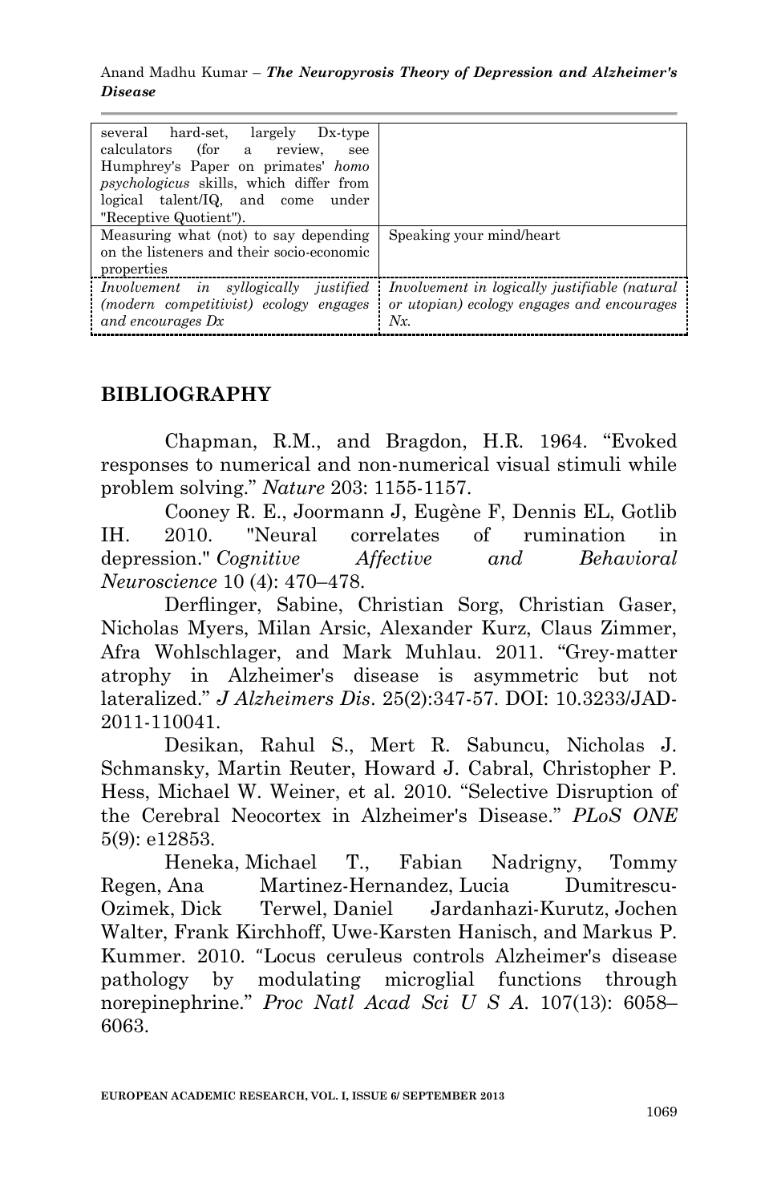| | |
|---|---|
| several hard-set, largely Dx-type calculators (for a review, see Humphrey's Paper on primates' *homo psychologicus* skills, which differ from logical talent/IQ, and come under "Receptive Quotient"). | |
| Measuring what (not) to say depending on the listeners and their socio-economic properties | Speaking your mind/heart |
| *Involvement in syllogically justified (modern competitivist) ecology engages and encourages Dx* | *Involvement in logically justifiable (natural or utopian) ecology engages and encourages Nx.* |

## BIBLIOGRAPHY

Chapman, R.M., and Bragdon, H.R. 1964. "Evoked responses to numerical and non-numerical visual stimuli while problem solving." *Nature* 203: 1155-1157.

Cooney R. E., Joormann J, Eugène F, Dennis EL, Gotlib IH. 2010. "Neural correlates of rumination in depression." *Cognitive Affective and Behavioral Neuroscience* 10 (4): 470–478.

Derflinger, Sabine, Christian Sorg, Christian Gaser, Nicholas Myers, Milan Arsic, Alexander Kurz, Claus Zimmer, Afra Wohlschlager, and Mark Muhlau. 2011. "Grey-matter atrophy in Alzheimer's disease is asymmetric but not lateralized." *J Alzheimers Dis*. 25(2):347-57. DOI: 10.3233/JAD-2011-110041.

Desikan, Rahul S., Mert R. Sabuncu, Nicholas J. Schmansky, Martin Reuter, Howard J. Cabral, Christopher P. Hess, Michael W. Weiner, et al. 2010. "Selective Disruption of the Cerebral Neocortex in Alzheimer's Disease." *PLoS ONE* 5(9): e12853.

Heneka, Michael T., Fabian Nadrigny, Tommy Regen, Ana Martinez-Hernandez, Lucia Dumitrescu-Ozimek, Dick Terwel, Daniel Jardanhazi-Kurutz, Jochen Walter, Frank Kirchhoff, Uwe-Karsten Hanisch, and Markus P. Kummer. 2010. "Locus ceruleus controls Alzheimer's disease pathology by modulating microglial functions through norepinephrine." *Proc Natl Acad Sci U S A*. 107(13): 6058–6063.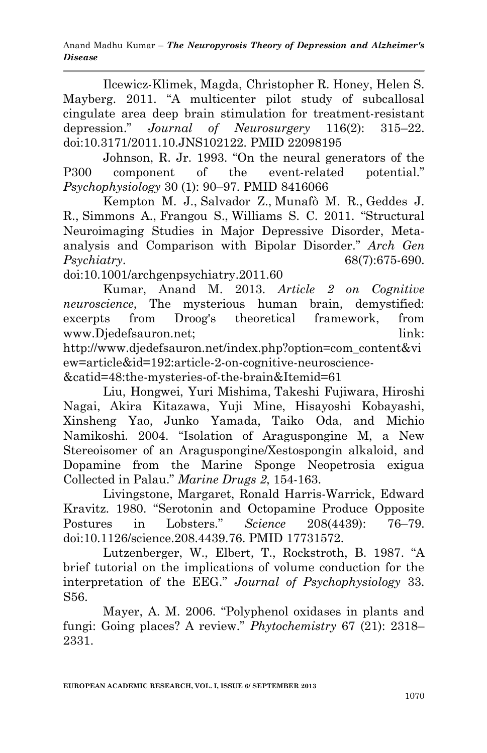Ilcewicz-Klimek, Magda, Christopher R. Honey, Helen S. Mayberg. 2011. "A multicenter pilot study of subcallosal cingulate area deep brain stimulation for treatment-resistant depression." *Journal of Neurosurgery* 116(2): 315–22. doi:10.3171/2011.10.JNS102122. PMID 22098195

Johnson, R. Jr. 1993. "On the neural generators of the P300 component of the event-related potential." *Psychophysiology* 30 (1): 90–97. PMID 8416066

Kempton M. J., Salvador Z., Munafò M. R., Geddes J. R., Simmons A., Frangou S., Williams S. C. 2011. "Structural Neuroimaging Studies in Major Depressive Disorder, Meta-analysis and Comparison with Bipolar Disorder." *Arch Gen Psychiatry*. 68(7):675-690. doi:10.1001/archgenpsychiatry.2011.60

Kumar, Anand M. 2013. *Article 2 on Cognitive neuroscience*, The mysterious human brain, demystified: excerpts from Droog's theoretical framework, from www.Djedefsauron.net; link: http://www.djedefsauron.net/index.php?option=com_content&view=article&id=192:article-2-on-cognitive-neuroscience-&catid=48:the-mysteries-of-the-brain&Itemid=61

Liu, Hongwei, Yuri Mishima, Takeshi Fujiwara, Hiroshi Nagai, Akira Kitazawa, Yuji Mine, Hisayoshi Kobayashi, Xinsheng Yao, Junko Yamada, Taiko Oda, and Michio Namikoshi. 2004. "Isolation of Araguspongine M, a New Stereoisomer of an Araguspongine/Xestospongin alkaloid, and Dopamine from the Marine Sponge Neopetrosia exigua Collected in Palau." *Marine Drugs 2*, 154-163.

Livingstone, Margaret, Ronald Harris-Warrick, Edward Kravitz. 1980. "Serotonin and Octopamine Produce Opposite Postures in Lobsters." *Science* 208(4439): 76–79. doi:10.1126/science.208.4439.76. PMID 17731572.

Lutzenberger, W., Elbert, T., Rockstroth, B. 1987. "A brief tutorial on the implications of volume conduction for the interpretation of the EEG." *Journal of Psychophysiology* 33. S56.

Mayer, A. M. 2006. "Polyphenol oxidases in plants and fungi: Going places? A review." *Phytochemistry* 67 (21): 2318–2331.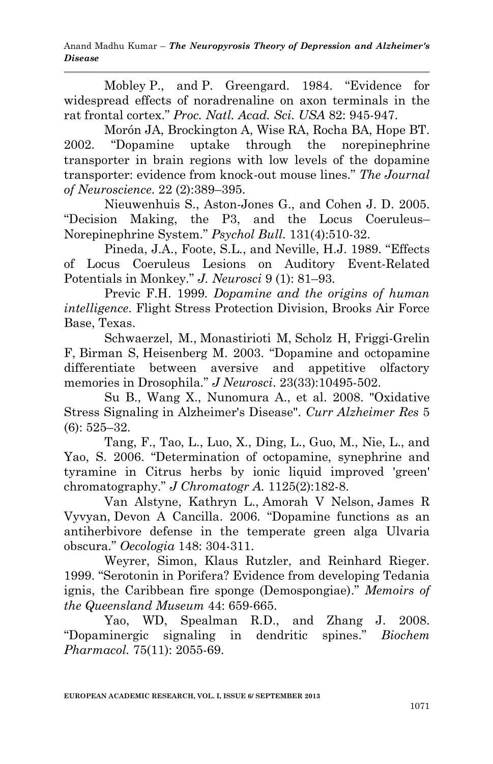Mobley P., and P. Greengard. 1984. "Evidence for widespread effects of noradrenaline on axon terminals in the rat frontal cortex." *Proc. Natl. Acad. Sci. USA* 82: 945-947.

Morón JA, Brockington A, Wise RA, Rocha BA, Hope BT. 2002. "Dopamine uptake through the norepinephrine transporter in brain regions with low levels of the dopamine transporter: evidence from knock-out mouse lines." *The Journal of Neuroscience.* 22 (2):389–395.

Nieuwenhuis S., Aston-Jones G., and Cohen J. D. 2005. "Decision Making, the P3, and the Locus Coeruleus–Norepinephrine System." *Psychol Bull.* 131(4):510-32.

Pineda, J.A., Foote, S.L., and Neville, H.J. 1989. "Effects of Locus Coeruleus Lesions on Auditory Event-Related Potentials in Monkey." *J. Neurosci* 9 (1): 81–93.

Previc F.H. 1999. *Dopamine and the origins of human intelligence.* Flight Stress Protection Division, Brooks Air Force Base, Texas.

Schwaerzel, M., Monastirioti M, Scholz H, Friggi-Grelin F, Birman S, Heisenberg M. 2003. "Dopamine and octopamine differentiate between aversive and appetitive olfactory memories in Drosophila." *J Neurosci*. 23(33):10495-502.

Su B., Wang X., Nunomura A., et al. 2008. "Oxidative Stress Signaling in Alzheimer's Disease". *Curr Alzheimer Res* 5 (6): 525–32.

Tang, F., Tao, L., Luo, X., Ding, L., Guo, M., Nie, L., and Yao, S. 2006. "Determination of octopamine, synephrine and tyramine in Citrus herbs by ionic liquid improved 'green' chromatography." *J Chromatogr A.* 1125(2):182-8.

Van Alstyne, Kathryn L., Amorah V Nelson, James R Vyvyan, Devon A Cancilla. 2006. "Dopamine functions as an antiherbivore defense in the temperate green alga Ulvaria obscura." *Oecologia* 148: 304-311.

Weyrer, Simon, Klaus Rutzler, and Reinhard Rieger. 1999. "Serotonin in Porifera? Evidence from developing Tedania ignis, the Caribbean fire sponge (Demospongiae)." *Memoirs of the Queensland Museum* 44: 659-665.

Yao, WD, Spealman R.D., and Zhang J. 2008. "Dopaminergic signaling in dendritic spines." *Biochem Pharmacol.* 75(11): 2055-69.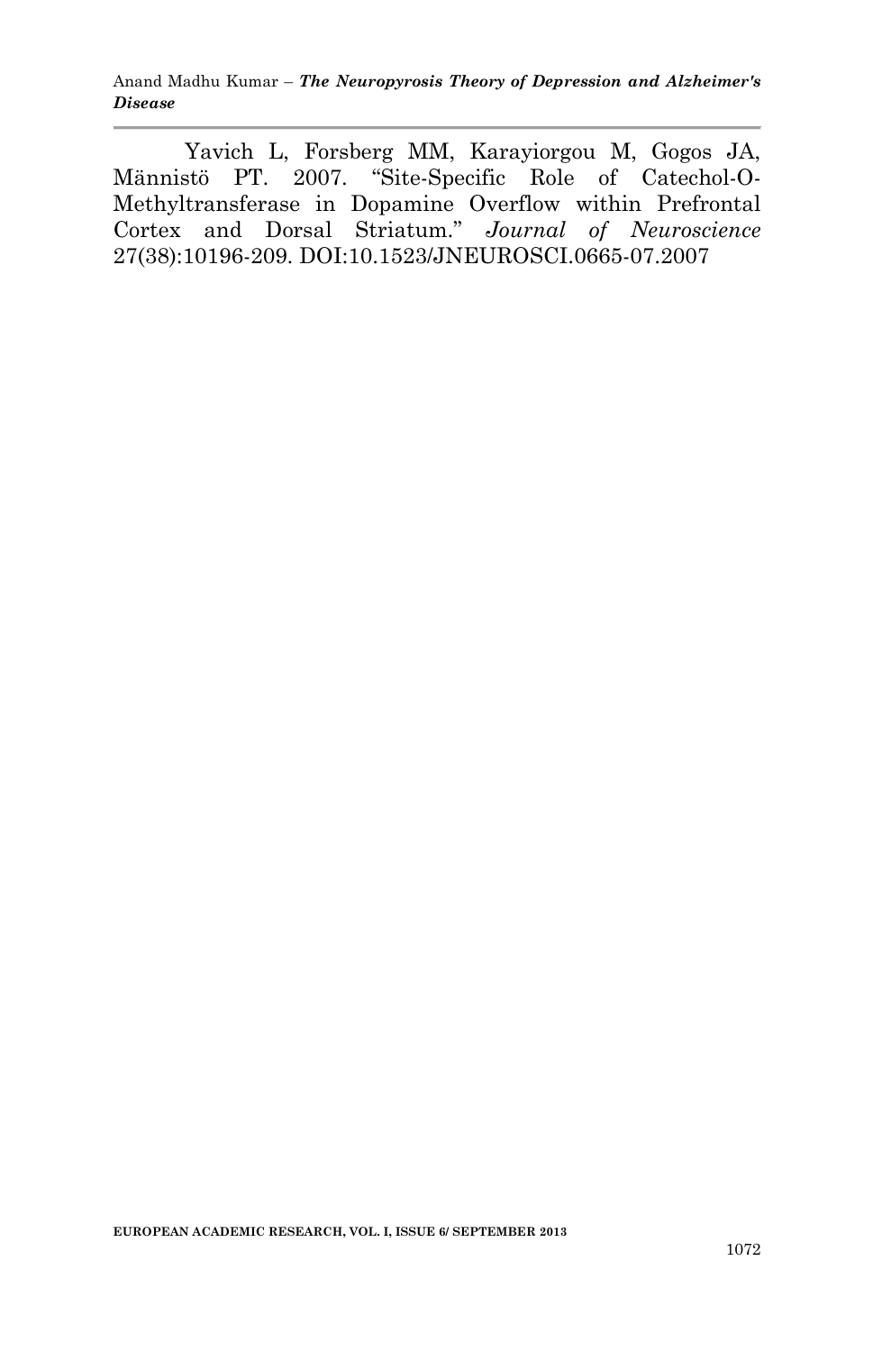Yavich L, Forsberg MM, Karayiorgou M, Gogos JA, Männistö PT. 2007. "Site-Specific Role of Catechol-O-Methyltransferase in Dopamine Overflow within Prefrontal Cortex and Dorsal Striatum." *Journal of Neuroscience* 27(38):10196-209. DOI:10.1523/JNEUROSCI.0665-07.2007